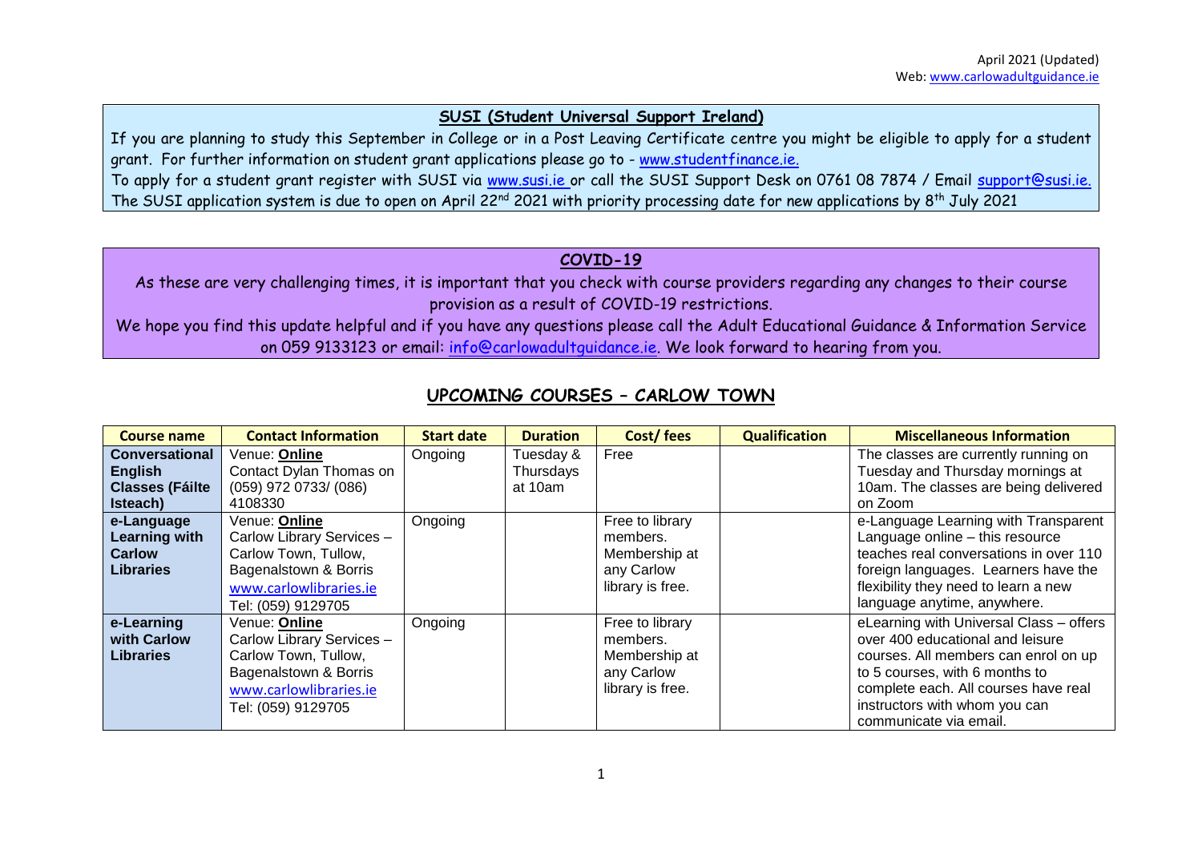April 2021 (Updated)
Web: www.carlowadultguidance.ie

## SUSI (Student Universal Support Ireland)

If you are planning to study this September in College or in a Post Leaving Certificate centre you might be eligible to apply for a student grant. For further information on student grant applications please go to - www.studentfinance.ie.
To apply for a student grant register with SUSI via www.susi.ie or call the SUSI Support Desk on 0761 08 7874 / Email support@susi.ie.
The SUSI application system is due to open on April 22nd 2021 with priority processing date for new applications by 8th July 2021

## COVID-19

As these are very challenging times, it is important that you check with course providers regarding any changes to their course provision as a result of COVID-19 restrictions.
We hope you find this update helpful and if you have any questions please call the Adult Educational Guidance & Information Service on 059 9133123 or email: info@carlowadultguidance.ie. We look forward to hearing from you.

## UPCOMING COURSES – CARLOW TOWN

| Course name | Contact Information | Start date | Duration | Cost/ fees | Qualification | Miscellaneous Information |
|---|---|---|---|---|---|---|
| **Conversational English Classes (Fáilte Isteach)** | Venue: **Online** Contact Dylan Thomas on (059) 972 0733/ (086) 4108330 | Ongoing | Tuesday & Thursdays at 10am | Free | | The classes are currently running on Tuesday and Thursday mornings at 10am. The classes are being delivered on Zoom |
| **e-Language Learning with Carlow Libraries** | Venue: **Online** Carlow Library Services – Carlow Town, Tullow, Bagenalstown & Borris www.carlowlibraries.ie Tel: (059) 9129705 | Ongoing | | Free to library members. Membership at any Carlow library is free. | | e-Language Learning with Transparent Language online – this resource teaches real conversations in over 110 foreign languages. Learners have the flexibility they need to learn a new language anytime, anywhere. |
| **e-Learning with Carlow Libraries** | Venue: **Online** Carlow Library Services – Carlow Town, Tullow, Bagenalstown & Borris www.carlowlibraries.ie Tel: (059) 9129705 | Ongoing | | Free to library members. Membership at any Carlow library is free. | | eLearning with Universal Class – offers over 400 educational and leisure courses. All members can enrol on up to 5 courses, with 6 months to complete each. All courses have real instructors with whom you can communicate via email. |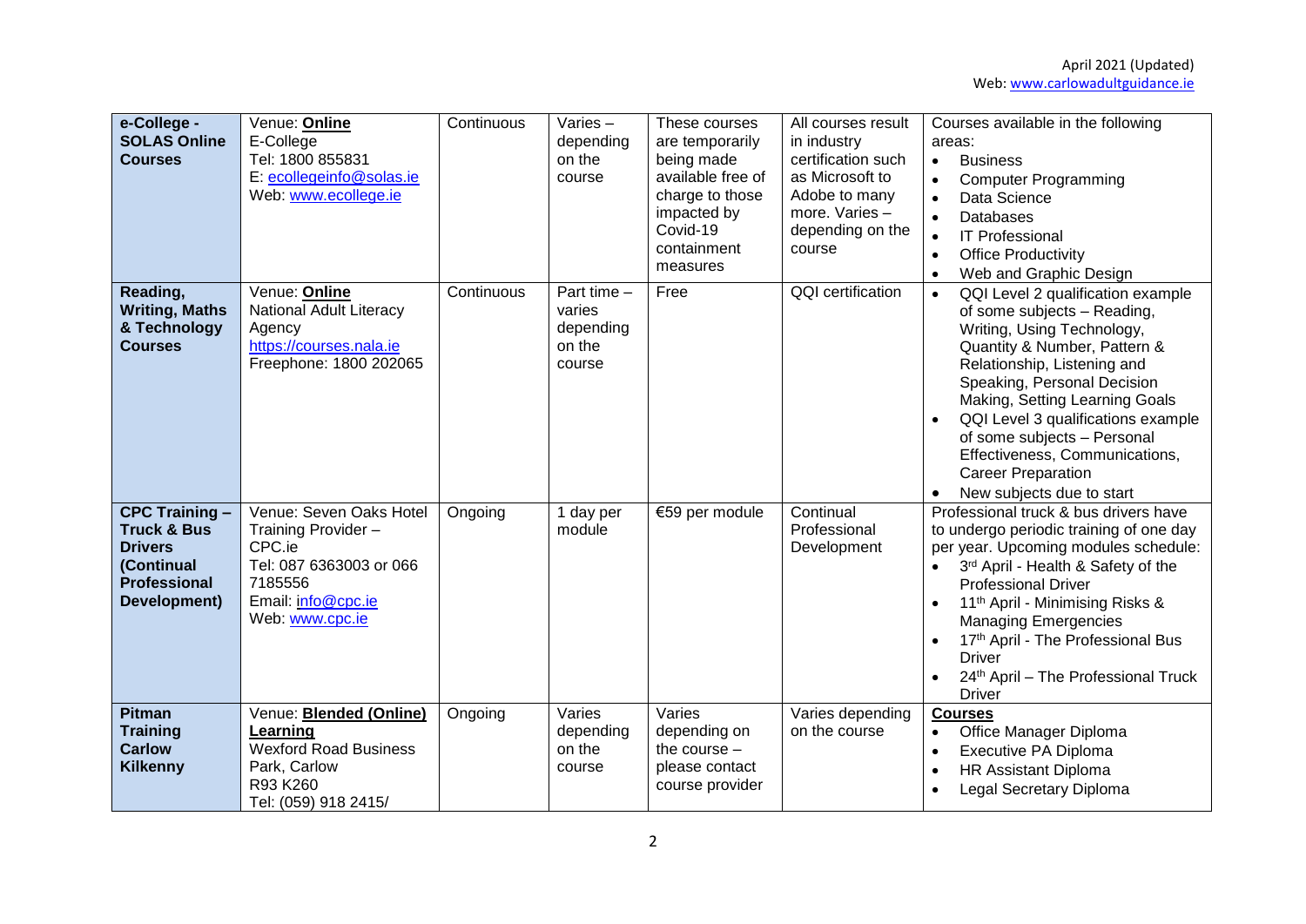| | | | | | | |
|---|---|---|---|---|---|---|
| **e-College - SOLAS Online Courses** | Venue: **Online**<br>E-College<br>Tel: 1800 855831<br>E: ecollegeinfo@solas.ie<br>Web: www.ecollege.ie | Continuous | Varies – depending on the course | These courses are temporarily being made available free of charge to those impacted by Covid-19 containment measures | All courses result in industry certification such as Microsoft to Adobe to many more. Varies – depending on the course | Courses available in the following areas:<br>• Business<br>• Computer Programming<br>• Data Science<br>• Databases<br>• IT Professional<br>• Office Productivity<br>• Web and Graphic Design |
| **Reading, Writing, Maths & Technology Courses** | Venue: **Online**<br>National Adult Literacy Agency<br>https://courses.nala.ie<br>Freephone: 1800 202065 | Continuous | Part time – varies depending on the course | Free | QQI certification | • QQI Level 2 qualification example of some subjects – Reading, Writing, Using Technology, Quantity & Number, Pattern & Relationship, Listening and Speaking, Personal Decision Making, Setting Learning Goals<br>• QQI Level 3 qualifications example of some subjects – Personal Effectiveness, Communications, Career Preparation<br>• New subjects due to start |
| **CPC Training – Truck & Bus Drivers (Continual Professional Development)** | Venue: Seven Oaks Hotel<br>Training Provider – CPC.ie<br>Tel: 087 6363003 or 066 7185556<br>Email: info@cpc.ie<br>Web: www.cpc.ie | Ongoing | 1 day per module | €59 per module | Continual Professional Development | Professional truck & bus drivers have to undergo periodic training of one day per year. Upcoming modules schedule:<br>• 3rd April - Health & Safety of the Professional Driver<br>• 11th April - Minimising Risks & Managing Emergencies<br>• 17th April - The Professional Bus Driver<br>• 24th April – The Professional Truck Driver |
| **Pitman Training Carlow Kilkenny** | Venue: **Blended (Online) Learning**<br>Wexford Road Business Park, Carlow<br>R93 K260<br>Tel: (059) 918 2415/ | Ongoing | Varies depending on the course | Varies depending on the course – please contact course provider | Varies depending on the course | **Courses**<br>• Office Manager Diploma<br>• Executive PA Diploma<br>• HR Assistant Diploma<br>• Legal Secretary Diploma |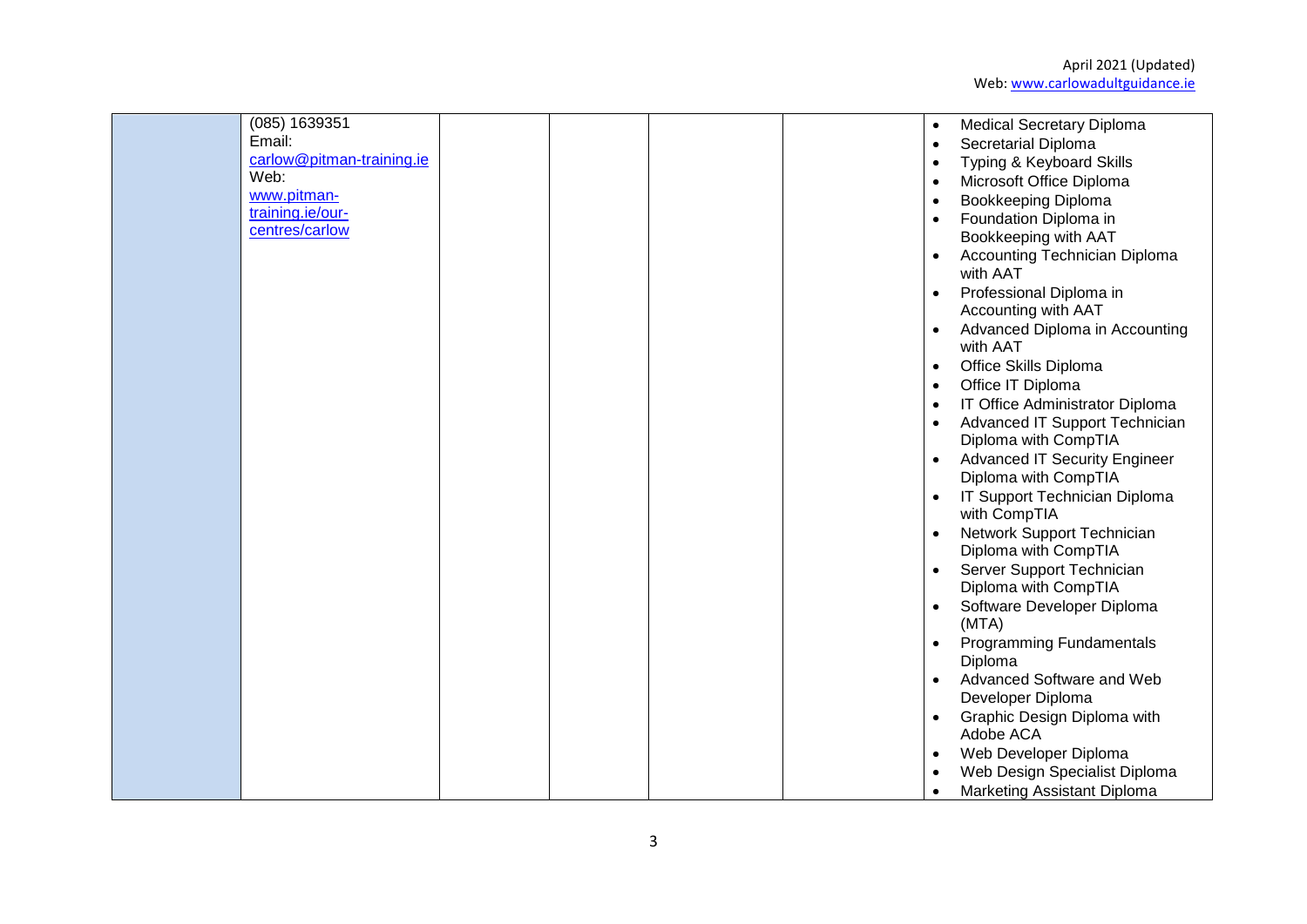|  |  |  |  |  |  |  |
|---|---|---|---|---|---|---|
|  | (085) 1639351<br>Email:<br>carlow@pitman-training.ie<br>Web:<br>www.pitman-training.ie/our-centres/carlow |  |  |  |  | • Medical Secretary Diploma<br>• Secretarial Diploma<br>• Typing & Keyboard Skills<br>• Microsoft Office Diploma<br>• Bookkeeping Diploma<br>• Foundation Diploma in Bookkeeping with AAT<br>• Accounting Technician Diploma with AAT<br>• Professional Diploma in Accounting with AAT<br>• Advanced Diploma in Accounting with AAT<br>• Office Skills Diploma<br>• Office IT Diploma<br>• IT Office Administrator Diploma<br>• Advanced IT Support Technician Diploma with CompTIA<br>• Advanced IT Security Engineer Diploma with CompTIA<br>• IT Support Technician Diploma with CompTIA<br>• Network Support Technician Diploma with CompTIA<br>• Server Support Technician Diploma with CompTIA<br>• Software Developer Diploma (MTA)<br>• Programming Fundamentals Diploma<br>• Advanced Software and Web Developer Diploma<br>• Graphic Design Diploma with Adobe ACA<br>• Web Developer Diploma<br>• Web Design Specialist Diploma<br>• Marketing Assistant Diploma |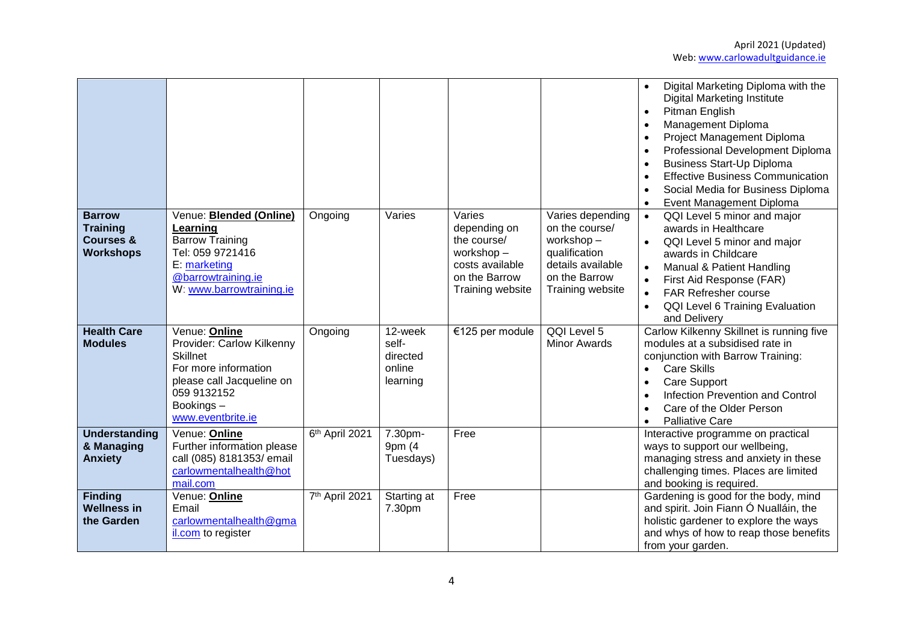| | | | | | | |
|---|---|---|---|---|---|---|
| | | | | | | • Digital Marketing Diploma with the Digital Marketing Institute<br>• Pitman English<br>• Management Diploma<br>• Project Management Diploma<br>• Professional Development Diploma<br>• Business Start-Up Diploma<br>• Effective Business Communication<br>• Social Media for Business Diploma<br>• Event Management Diploma |
| **Barrow Training Courses & Workshops** | Venue: **Blended (Online) Learning**<br>Barrow Training<br>Tel: 059 9721416<br>E: marketing@barrowtraining.ie<br>W: www.barrowtraining.ie | Ongoing | Varies | Varies depending on the course/ workshop – costs available on the Barrow Training website | Varies depending on the course/ workshop – qualification details available on the Barrow Training website | • QQI Level 5 minor and major awards in Healthcare<br>• QQI Level 5 minor and major awards in Childcare<br>• Manual & Patient Handling<br>• First Aid Response (FAR)<br>• FAR Refresher course<br>• QQI Level 6 Training Evaluation and Delivery |
| **Health Care Modules** | Venue: **Online**<br>Provider: Carlow Kilkenny Skillnet<br>For more information please call Jacqueline on 059 9132152<br>Bookings – www.eventbrite.ie | Ongoing | 12-week self-directed online learning | €125 per module | QQI Level 5 Minor Awards | Carlow Kilkenny Skillnet is running five modules at a subsidised rate in conjunction with Barrow Training:<br>• Care Skills<br>• Care Support<br>• Infection Prevention and Control<br>• Care of the Older Person<br>• Palliative Care |
| **Understanding & Managing Anxiety** | Venue: **Online**<br>Further information please call (085) 8181353/ email carlowmentalhealth@hotmail.com | 6th April 2021 | 7.30pm-9pm (4 Tuesdays) | Free | | Interactive programme on practical ways to support our wellbeing, managing stress and anxiety in these challenging times. Places are limited and booking is required. |
| **Finding Wellness in the Garden** | Venue: **Online**<br>Email carlowmentalhealth@gmail.com to register | 7th April 2021 | Starting at 7.30pm | Free | | Gardening is good for the body, mind and spirit. Join Fiann Ó Nualláin, the holistic gardener to explore the ways and whys of how to reap those benefits from your garden. |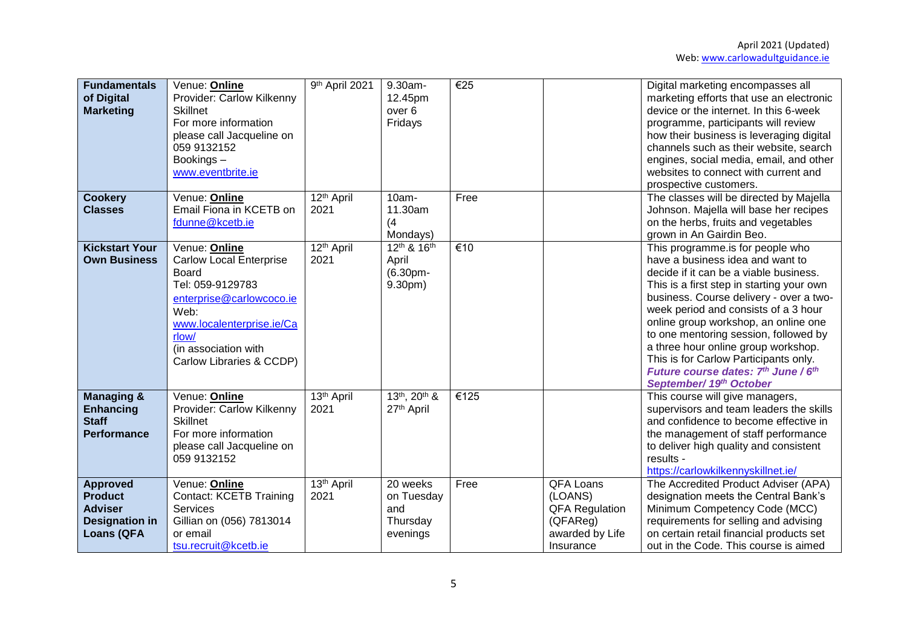| **Fundamentals of Digital Marketing** | Venue: **Online** Provider: Carlow Kilkenny Skillnet For more information please call Jacqueline on 059 9132152 Bookings – www.eventbrite.ie | 9th April 2021 | 9.30am-12.45pm over 6 Fridays | €25 | | Digital marketing encompasses all marketing efforts that use an electronic device or the internet. In this 6-week programme, participants will review how their business is leveraging digital channels such as their website, search engines, social media, email, and other websites to connect with current and prospective customers. |
|---|---|---|---|---|---|---|
| **Cookery Classes** | Venue: **Online** Email Fiona in KCETB on fdunne@kcetb.ie | 12th April 2021 | 10am-11.30am (4 Mondays) | Free | | The classes will be directed by Majella Johnson. Majella will base her recipes on the herbs, fruits and vegetables grown in An Gairdin Beo. |
| **Kickstart Your Own Business** | Venue: **Online** Carlow Local Enterprise Board Tel: 059-9129783 enterprise@carlowcoco.ie Web: www.localenterprise.ie/Carlow/ (in association with Carlow Libraries & CCDP) | 12th April 2021 | 12th & 16th April (6.30pm-9.30pm) | €10 | | This programme.is for people who have a business idea and want to decide if it can be a viable business. This is a first step in starting your own business. Course delivery - over a two-week period and consists of a 3 hour online group workshop, an online one to one mentoring session, followed by a three hour online group workshop. This is for Carlow Participants only. ***Future course dates: 7th June / 6th September/ 19th October*** |
| **Managing & Enhancing Staff Performance** | Venue: **Online** Provider: Carlow Kilkenny Skillnet For more information please call Jacqueline on 059 9132152 | 13th April 2021 | 13th, 20th & 27th April | €125 | | This course will give managers, supervisors and team leaders the skills and confidence to become effective in the management of staff performance to deliver high quality and consistent results - https://carlowkilkennyskillnet.ie/ |
| **Approved Product Adviser Designation in Loans (QFA** | Venue: **Online** Contact: KCETB Training Services Gillian on (056) 7813014 or email tsu.recruit@kcetb.ie | 13th April 2021 | 20 weeks on Tuesday and Thursday evenings | Free | QFA Loans (LOANS) QFA Regulation (QFAReg) awarded by Life Insurance | The Accredited Product Adviser (APA) designation meets the Central Bank's Minimum Competency Code (MCC) requirements for selling and advising on certain retail financial products set out in the Code. This course is aimed |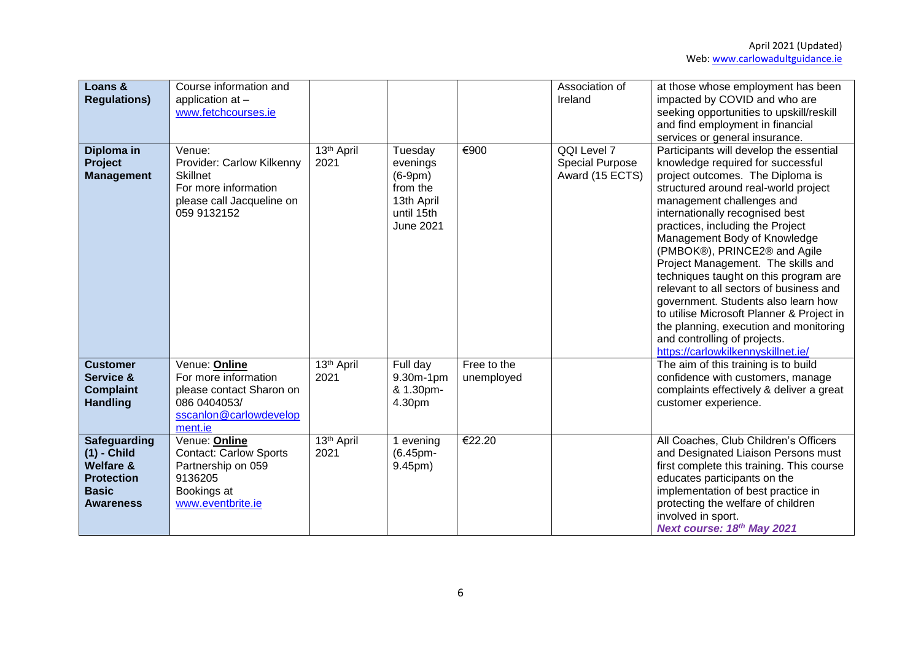| | | | | | | |
|---|---|---|---|---|---|---|
| **Loans & Regulations)** | Course information and application at – www.fetchcourses.ie | | | | Association of Ireland | at those whose employment has been impacted by COVID and who are seeking opportunities to upskill/reskill and find employment in financial services or general insurance. |
| **Diploma in Project Management** | Venue: Provider: Carlow Kilkenny Skillnet For more information please call Jacqueline on 059 9132152 | 13th April 2021 | Tuesday evenings (6-9pm) from the 13th April until 15th June 2021 | €900 | QQI Level 7 Special Purpose Award (15 ECTS) | Participants will develop the essential knowledge required for successful project outcomes. The Diploma is structured around real-world project management challenges and internationally recognised best practices, including the Project Management Body of Knowledge (PMBOK®), PRINCE2® and Agile Project Management. The skills and techniques taught on this program are relevant to all sectors of business and government. Students also learn how to utilise Microsoft Planner & Project in the planning, execution and monitoring and controlling of projects. https://carlowkilkennyskillnet.ie/ |
| **Customer Service & Complaint Handling** | Venue: **Online** For more information please contact Sharon on 086 0404053/ sscanlon@carlowdevelopment.ie | 13th April 2021 | Full day 9.30m-1pm & 1.30pm-4.30pm | Free to the unemployed | | The aim of this training is to build confidence with customers, manage complaints effectively & deliver a great customer experience. |
| **Safeguarding (1) - Child Welfare & Protection Basic Awareness** | Venue: **Online** Contact: Carlow Sports Partnership on 059 9136205 Bookings at www.eventbrite.ie | 13th April 2021 | 1 evening (6.45pm-9.45pm) | €22.20 | | All Coaches, Club Children's Officers and Designated Liaison Persons must first complete this training. This course educates participants on the implementation of best practice in protecting the welfare of children involved in sport. ***Next course: 18th May 2021*** |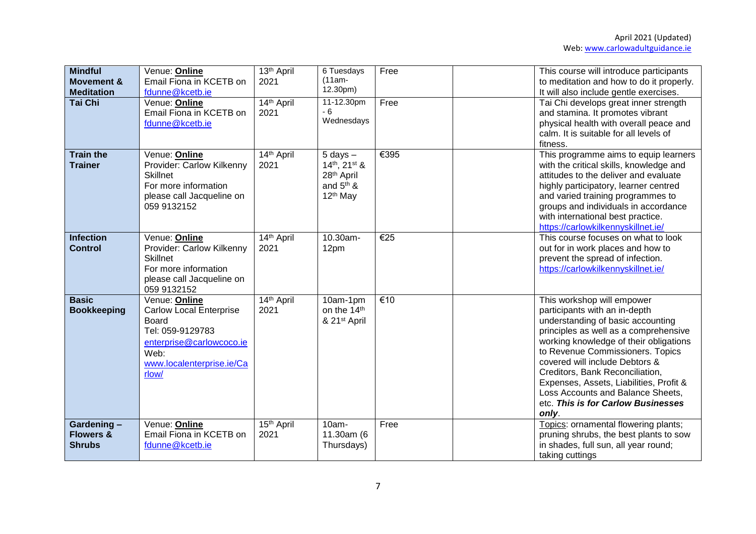| Mindful Movement & Meditation | Venue: **Online** Email Fiona in KCETB on fdunne@kcetb.ie | 13th April 2021 | 6 Tuesdays (11am-12.30pm) | Free | | This course will introduce participants to meditation and how to do it properly. It will also include gentle exercises. |
|---|---|---|---|---|---|---|
| **Tai Chi** | Venue: **Online** Email Fiona in KCETB on fdunne@kcetb.ie | 14th April 2021 | 11-12.30pm - 6 Wednesdays | Free | | Tai Chi develops great inner strength and stamina. It promotes vibrant physical health with overall peace and calm. It is suitable for all levels of fitness. |
| **Train the Trainer** | Venue: **Online** Provider: Carlow Kilkenny Skillnet For more information please call Jacqueline on 059 9132152 | 14th April 2021 | 5 days – 14th, 21st & 28th April and 5th & 12th May | €395 | | This programme aims to equip learners with the critical skills, knowledge and attitudes to the deliver and evaluate highly participatory, learner centred and varied training programmes to groups and individuals in accordance with international best practice. https://carlowkilkennyskillnet.ie/ |
| **Infection Control** | Venue: **Online** Provider: Carlow Kilkenny Skillnet For more information please call Jacqueline on 059 9132152 | 14th April 2021 | 10.30am-12pm | €25 | | This course focuses on what to look out for in work places and how to prevent the spread of infection. https://carlowkilkennyskillnet.ie/ |
| **Basic Bookkeeping** | Venue: **Online** Carlow Local Enterprise Board Tel: 059-9129783 enterprise@carlowcoco.ie Web: www.localenterprise.ie/Carlow/ | 14th April 2021 | 10am-1pm on the 14th & 21st April | €10 | | This workshop will empower participants with an in-depth understanding of basic accounting principles as well as a comprehensive working knowledge of their obligations to Revenue Commissioners. Topics covered will include Debtors & Creditors, Bank Reconciliation, Expenses, Assets, Liabilities, Profit & Loss Accounts and Balance Sheets, etc. ***This is for Carlow Businesses only***. |
| **Gardening – Flowers & Shrubs** | Venue: **Online** Email Fiona in KCETB on fdunne@kcetb.ie | 15th April 2021 | 10am-11.30am (6 Thursdays) | Free | | Topics: ornamental flowering plants; pruning shrubs, the best plants to sow in shades, full sun, all year round; taking cuttings |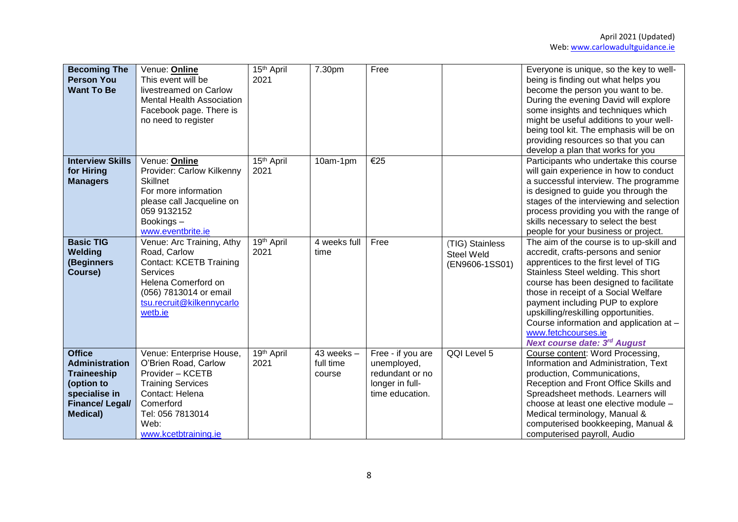| **Becoming The Person You Want To Be** | Venue: **Online** This event will be livestreamed on Carlow Mental Health Association Facebook page. There is no need to register | 15th April 2021 | 7.30pm | Free | | Everyone is unique, so the key to well-being is finding out what helps you become the person you want to be. During the evening David will explore some insights and techniques which might be useful additions to your well-being tool kit. The emphasis will be on providing resources so that you can develop a plan that works for you |
|---|---|---|---|---|---|---|
| **Interview Skills for Hiring Managers** | Venue: **Online** Provider: Carlow Kilkenny Skillnet For more information please call Jacqueline on 059 9132152 Bookings – www.eventbrite.ie | 15th April 2021 | 10am-1pm | €25 | | Participants who undertake this course will gain experience in how to conduct a successful interview. The programme is designed to guide you through the stages of the interviewing and selection process providing you with the range of skills necessary to select the best people for your business or project. |
| **Basic TIG Welding (Beginners Course)** | Venue: Arc Training, Athy Road, Carlow Contact: KCETB Training Services Helena Comerford on (056) 7813014 or email tsu.recruit@kilkennycarlowetb.ie | 19th April 2021 | 4 weeks full time | Free | (TIG) Stainless Steel Weld (EN9606-1SS01) | The aim of the course is to up-skill and accredit, crafts-persons and senior apprentices to the first level of TIG Stainless Steel welding. This short course has been designed to facilitate those in receipt of a Social Welfare payment including PUP to explore upskilling/reskilling opportunities. Course information and application at – www.fetchcourses.ie ***Next course date: 3rd August*** |
| **Office Administration Traineeship (option to specialise in Finance/ Legal/ Medical)** | Venue: Enterprise House, O'Brien Road, Carlow Provider – KCETB Training Services Contact: Helena Comerford Tel: 056 7813014 Web: www.kcetbtraining.ie | 19th April 2021 | 43 weeks – full time course | Free - if you are unemployed, redundant or no longer in full-time education. | QQI Level 5 | Course content: Word Processing, Information and Administration, Text production, Communications, Reception and Front Office Skills and Spreadsheet methods. Learners will choose at least one elective module – Medical terminology, Manual & computerised bookkeeping, Manual & computerised payroll, Audio |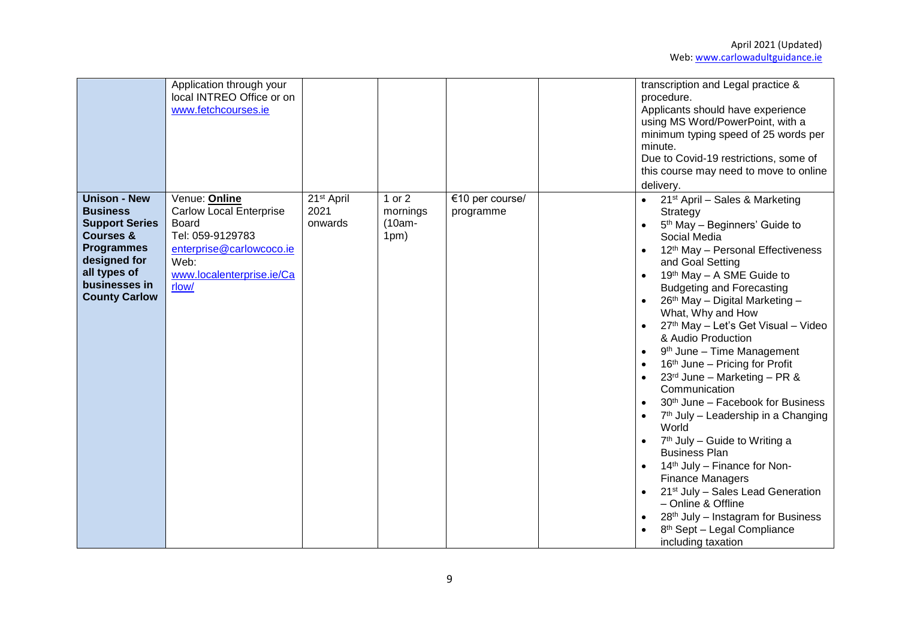| | | | | | | |
|---|---|---|---|---|---|---|
| | Application through your local INTREO Office or on www.fetchcourses.ie | | | | | transcription and Legal practice & procedure.<br>Applicants should have experience using MS Word/PowerPoint, with a minimum typing speed of 25 words per minute.<br>Due to Covid-19 restrictions, some of this course may need to move to online delivery. |
| **Unison - New Business Support Series Courses & Programmes designed for all types of businesses in County Carlow** | Venue: **Online**<br>Carlow Local Enterprise Board<br>Tel: 059-9129783<br>enterprise@carlowcoco.ie<br>Web: www.localenterprise.ie/Carlow/ | 21st April 2021 onwards | 1 or 2 mornings (10am-1pm) | €10 per course/ programme | | • 21st April – Sales & Marketing Strategy<br>• 5th May – Beginners' Guide to Social Media<br>• 12th May – Personal Effectiveness and Goal Setting<br>• 19th May – A SME Guide to Budgeting and Forecasting<br>• 26th May – Digital Marketing – What, Why and How<br>• 27th May – Let's Get Visual – Video & Audio Production<br>• 9th June – Time Management<br>• 16th June – Pricing for Profit<br>• 23rd June – Marketing – PR & Communication<br>• 30th June – Facebook for Business<br>• 7th July – Leadership in a Changing World<br>• 7th July – Guide to Writing a Business Plan<br>• 14th July – Finance for Non-Finance Managers<br>• 21st July – Sales Lead Generation – Online & Offline<br>• 28th July – Instagram for Business<br>• 8th Sept – Legal Compliance including taxation |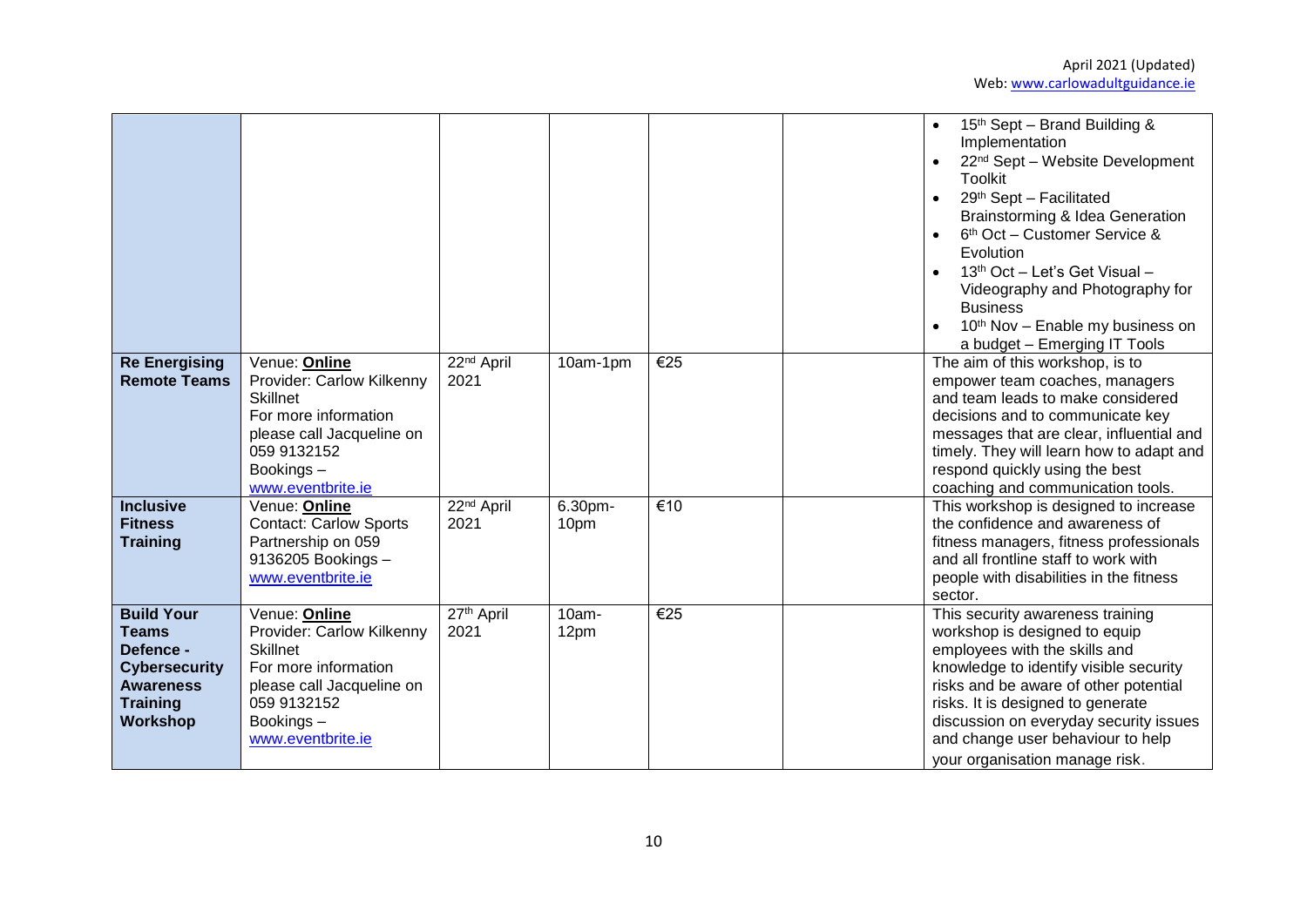| | | | | | | |
|---|---|---|---|---|---|---|
| | | | | | | • 15th Sept – Brand Building & Implementation<br>• 22nd Sept – Website Development Toolkit<br>• 29th Sept – Facilitated Brainstorming & Idea Generation<br>• 6th Oct – Customer Service & Evolution<br>• 13th Oct – Let's Get Visual – Videography and Photography for Business<br>• 10th Nov – Enable my business on a budget – Emerging IT Tools |
| **Re Energising Remote Teams** | Venue: **Online**<br>Provider: Carlow Kilkenny Skillnet<br>For more information please call Jacqueline on 059 9132152<br>Bookings – www.eventbrite.ie | 22nd April 2021 | 10am-1pm | €25 | | The aim of this workshop, is to empower team coaches, managers and team leads to make considered decisions and to communicate key messages that are clear, influential and timely. They will learn how to adapt and respond quickly using the best coaching and communication tools. |
| **Inclusive Fitness Training** | Venue: **Online**<br>Contact: Carlow Sports Partnership on 059 9136205 Bookings – www.eventbrite.ie | 22nd April 2021 | 6.30pm-10pm | €10 | | This workshop is designed to increase the confidence and awareness of fitness managers, fitness professionals and all frontline staff to work with people with disabilities in the fitness sector. |
| **Build Your Teams Defence - Cybersecurity Awareness Training Workshop** | Venue: **Online**<br>Provider: Carlow Kilkenny Skillnet<br>For more information please call Jacqueline on 059 9132152<br>Bookings – www.eventbrite.ie | 27th April 2021 | 10am-12pm | €25 | | This security awareness training workshop is designed to equip employees with the skills and knowledge to identify visible security risks and be aware of other potential risks. It is designed to generate discussion on everyday security issues and change user behaviour to help your organisation manage risk. |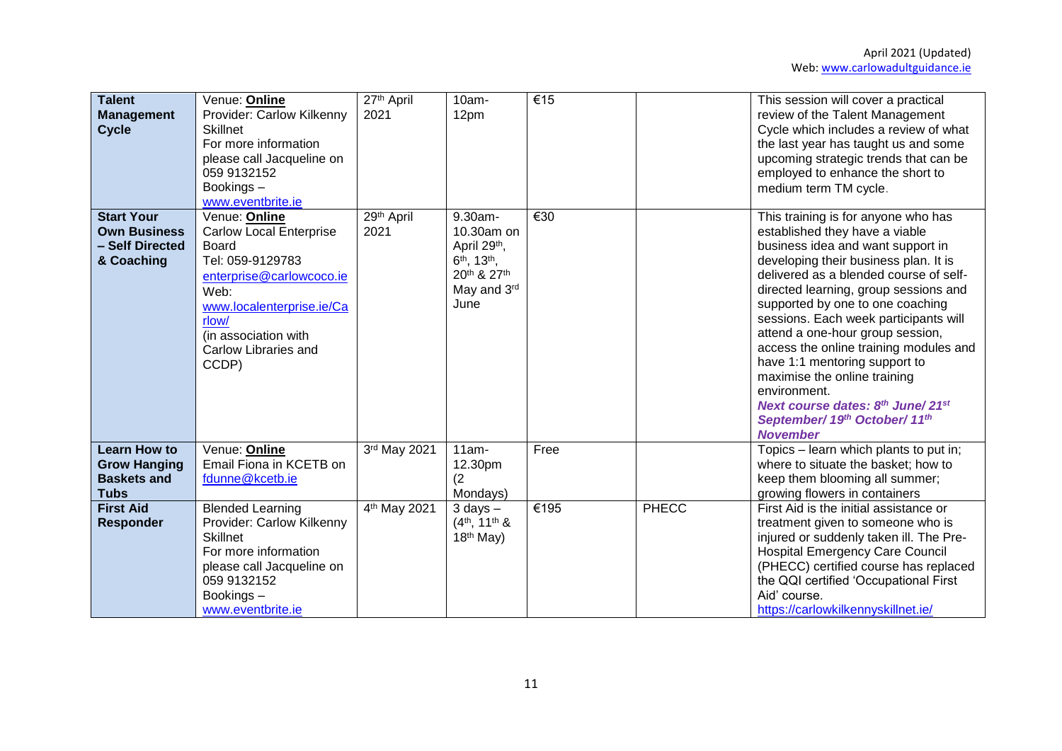| **Talent Management Cycle** | Venue: **Online**<br>Provider: Carlow Kilkenny Skillnet<br>For more information please call Jacqueline on 059 9132152<br>Bookings – www.eventbrite.ie | 27th April 2021 | 10am-12pm | €15 | | This session will cover a practical review of the Talent Management Cycle which includes a review of what the last year has taught us and some upcoming strategic trends that can be employed to enhance the short to medium term TM cycle. |
|---|---|---|---|---|---|---|
| **Start Your Own Business – Self Directed & Coaching** | Venue: **Online**<br>Carlow Local Enterprise Board<br>Tel: 059-9129783<br>enterprise@carlowcoco.ie<br>Web: www.localenterprise.ie/Carlow/<br>(in association with Carlow Libraries and CCDP) | 29th April 2021 | 9.30am-10.30am on April 29th, 6th, 13th, 20th & 27th May and 3rd June | €30 | | This training is for anyone who has established they have a viable business idea and want support in developing their business plan. It is delivered as a blended course of self-directed learning, group sessions and supported by one to one coaching sessions. Each week participants will attend a one-hour group session, access the online training modules and have 1:1 mentoring support to maximise the online training environment.<br>***Next course dates: 8th June/ 21st September/ 19th October/ 11th November*** |
| **Learn How to Grow Hanging Baskets and Tubs** | Venue: **Online**<br>Email Fiona in KCETB on fdunne@kcetb.ie | 3rd May 2021 | 11am-12.30pm (2 Mondays) | Free | | Topics – learn which plants to put in; where to situate the basket; how to keep them blooming all summer; growing flowers in containers |
| **First Aid Responder** | Blended Learning<br>Provider: Carlow Kilkenny Skillnet<br>For more information please call Jacqueline on 059 9132152<br>Bookings – www.eventbrite.ie | 4th May 2021 | 3 days – (4th, 11th & 18th May) | €195 | PHECC | First Aid is the initial assistance or treatment given to someone who is injured or suddenly taken ill. The Pre-Hospital Emergency Care Council (PHECC) certified course has replaced the QQI certified 'Occupational First Aid' course.<br>https://carlowkilkennyskillnet.ie/ |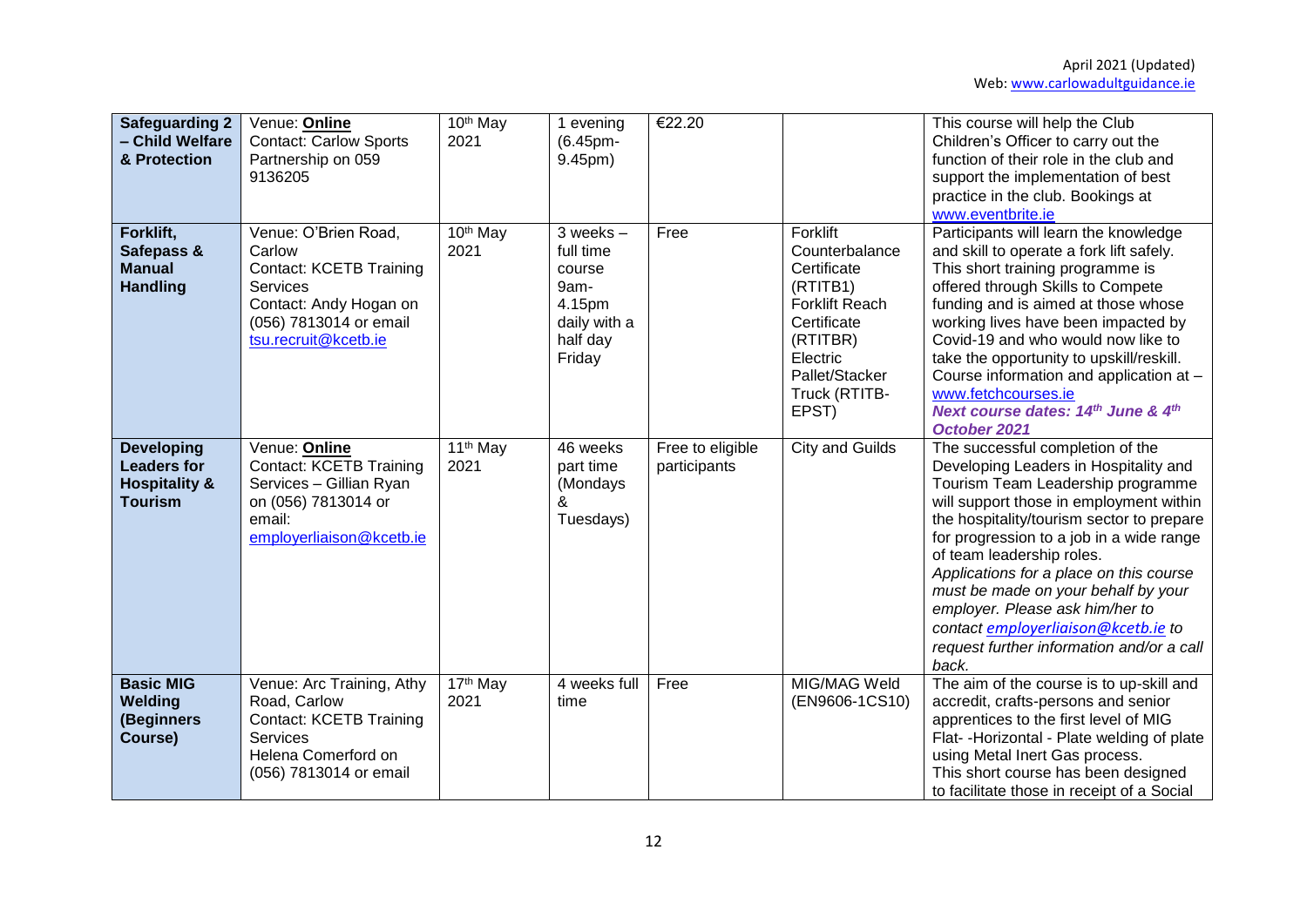| **Safeguarding 2 – Child Welfare & Protection** | Venue: **Online** Contact: Carlow Sports Partnership on 059 9136205 | 10th May 2021 | 1 evening (6.45pm-9.45pm) | €22.20 | | This course will help the Club Children's Officer to carry out the function of their role in the club and support the implementation of best practice in the club. Bookings at www.eventbrite.ie |
|---|---|---|---|---|---|---|
| **Forklift, Safepass & Manual Handling** | Venue: O'Brien Road, Carlow Contact: KCETB Training Services Contact: Andy Hogan on (056) 7813014 or email tsu.recruit@kcetb.ie | 10th May 2021 | 3 weeks – full time course 9am-4.15pm daily with a half day Friday | Free | Forklift Counterbalance Certificate (RTITB1) Forklift Reach Certificate (RTITBR) Electric Pallet/Stacker Truck (RTITB-EPST) | Participants will learn the knowledge and skill to operate a fork lift safely. This short training programme is offered through Skills to Compete funding and is aimed at those whose working lives have been impacted by Covid-19 and who would now like to take the opportunity to upskill/reskill. Course information and application at – www.fetchcourses.ie ***Next course dates: 14th June & 4th October 2021*** |
| **Developing Leaders for Hospitality & Tourism** | Venue: **Online** Contact: KCETB Training Services – Gillian Ryan on (056) 7813014 or email: employerliaison@kcetb.ie | 11th May 2021 | 46 weeks part time (Mondays & Tuesdays) | Free to eligible participants | City and Guilds | The successful completion of the Developing Leaders in Hospitality and Tourism Team Leadership programme will support those in employment within the hospitality/tourism sector to prepare for progression to a job in a wide range of team leadership roles. *Applications for a place on this course must be made on your behalf by your employer. Please ask him/her to contact employerliaison@kcetb.ie to request further information and/or a call back.* |
| **Basic MIG Welding (Beginners Course)** | Venue: Arc Training, Athy Road, Carlow Contact: KCETB Training Services Helena Comerford on (056) 7813014 or email | 17th May 2021 | 4 weeks full time | Free | MIG/MAG Weld (EN9606-1CS10) | The aim of the course is to up-skill and accredit, crafts-persons and senior apprentices to the first level of MIG Flat- -Horizontal - Plate welding of plate using Metal Inert Gas process. This short course has been designed to facilitate those in receipt of a Social |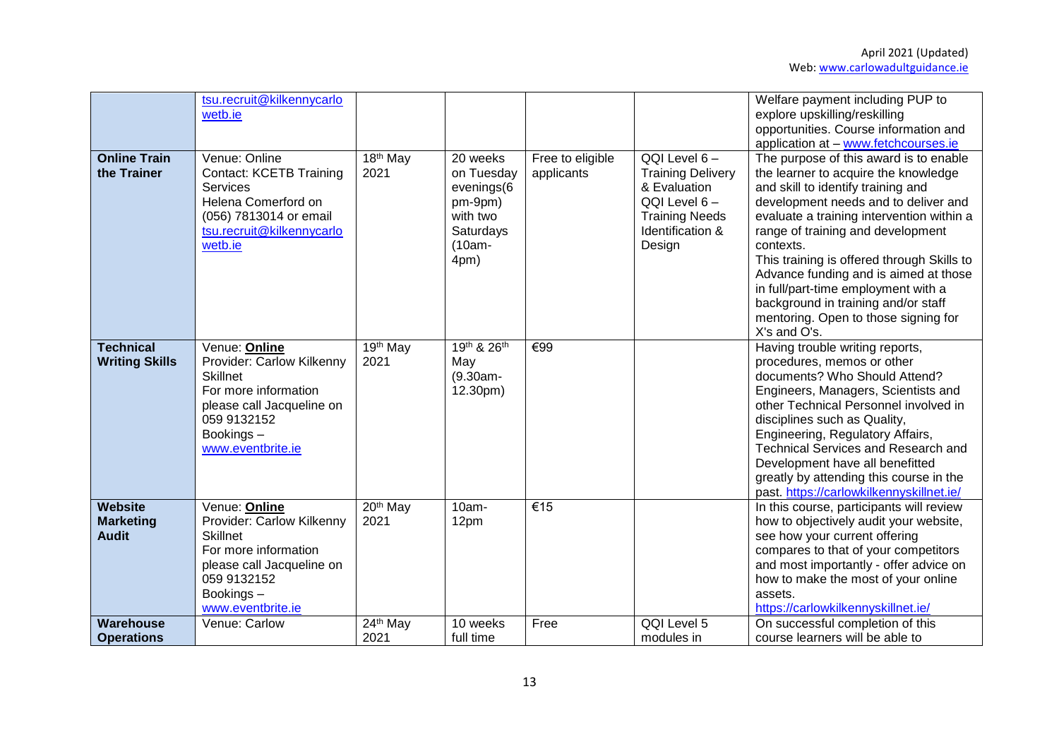| | | | | | | |
|---|---|---|---|---|---|---|
| | tsu.recruit@kilkennycarlowetb.ie | | | | | Welfare payment including PUP to explore upskilling/reskilling opportunities. Course information and application at – www.fetchcourses.ie |
| **Online Train the Trainer** | Venue: Online<br>Contact: KCETB Training Services<br>Helena Comerford on (056) 7813014 or email tsu.recruit@kilkennycarlowetb.ie | 18th May 2021 | 20 weeks on Tuesday evenings(6 pm-9pm) with two Saturdays (10am-4pm) | Free to eligible applicants | QQI Level 6 – Training Delivery & Evaluation<br>QQI Level 6 – Training Needs Identification & Design | The purpose of this award is to enable the learner to acquire the knowledge and skill to identify training and development needs and to deliver and evaluate a training intervention within a range of training and development contexts.<br>This training is offered through Skills to Advance funding and is aimed at those in full/part-time employment with a background in training and/or staff mentoring. Open to those signing for X's and O's. |
| **Technical Writing Skills** | Venue: **Online**<br>Provider: Carlow Kilkenny Skillnet<br>For more information please call Jacqueline on 059 9132152<br>Bookings – www.eventbrite.ie | 19th May 2021 | 19th & 26th May (9.30am-12.30pm) | €99 | | Having trouble writing reports, procedures, memos or other documents? Who Should Attend? Engineers, Managers, Scientists and other Technical Personnel involved in disciplines such as Quality, Engineering, Regulatory Affairs, Technical Services and Research and Development have all benefitted greatly by attending this course in the past. https://carlowkilkennyskillnet.ie/ |
| **Website Marketing Audit** | Venue: **Online**<br>Provider: Carlow Kilkenny Skillnet<br>For more information please call Jacqueline on 059 9132152<br>Bookings – www.eventbrite.ie | 20th May 2021 | 10am-12pm | €15 | | In this course, participants will review how to objectively audit your website, see how your current offering compares to that of your competitors and most importantly - offer advice on how to make the most of your online assets.<br>https://carlowkilkennyskillnet.ie/ |
| **Warehouse Operations** | Venue: Carlow | 24th May 2021 | 10 weeks full time | Free | QQI Level 5 modules in | On successful completion of this course learners will be able to |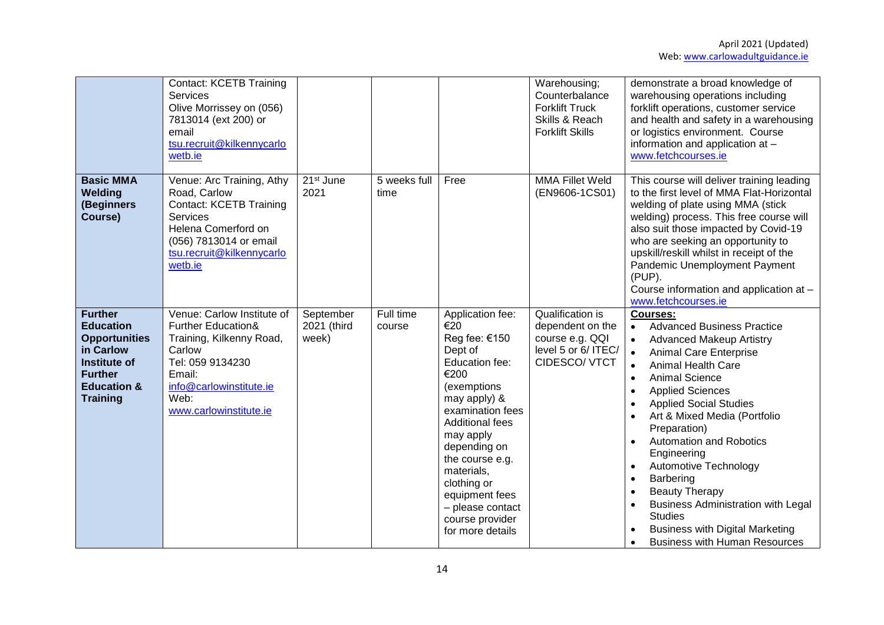| | | | | | | |
|---|---|---|---|---|---|---|
| | Contact: KCETB Training Services Olive Morrissey on (056) 7813014 (ext 200) or email tsu.recruit@kilkennycarlowetb.ie | | | | Warehousing; Counterbalance Forklift Truck Skills & Reach Forklift Skills | demonstrate a broad knowledge of warehousing operations including forklift operations, customer service and health and safety in a warehousing or logistics environment. Course information and application at – www.fetchcourses.ie |
| **Basic MMA Welding (Beginners Course)** | Venue: Arc Training, Athy Road, Carlow Contact: KCETB Training Services Helena Comerford on (056) 7813014 or email tsu.recruit@kilkennycarlowetb.ie | 21st June 2021 | 5 weeks full time | Free | MMA Fillet Weld (EN9606-1CS01) | This course will deliver training leading to the first level of MMA Flat-Horizontal welding of plate using MMA (stick welding) process. This free course will also suit those impacted by Covid-19 who are seeking an opportunity to upskill/reskill whilst in receipt of the Pandemic Unemployment Payment (PUP). Course information and application at – www.fetchcourses.ie |
| **Further Education Opportunities in Carlow Institute of Further Education & Training** | Venue: Carlow Institute of Further Education& Training, Kilkenny Road, Carlow Tel: 059 9134230 Email: info@carlowinstitute.ie Web: www.carlowinstitute.ie | September 2021 (third week) | Full time course | Application fee: €20 Reg fee: €150 Dept of Education fee: €200 (exemptions may apply) & examination fees Additional fees may apply depending on the course e.g. materials, clothing or equipment fees – please contact course provider for more details | Qualification is dependent on the course e.g. QQI level 5 or 6/ ITEC/ CIDESCO/ VTCT | **Courses:** <br>• Advanced Business Practice <br>• Advanced Makeup Artistry <br>• Animal Care Enterprise <br>• Animal Health Care <br>• Animal Science <br>• Applied Sciences <br>• Applied Social Studies <br>• Art & Mixed Media (Portfolio Preparation) <br>• Automation and Robotics Engineering <br>• Automotive Technology <br>• Barbering <br>• Beauty Therapy <br>• Business Administration with Legal Studies <br>• Business with Digital Marketing <br>• Business with Human Resources |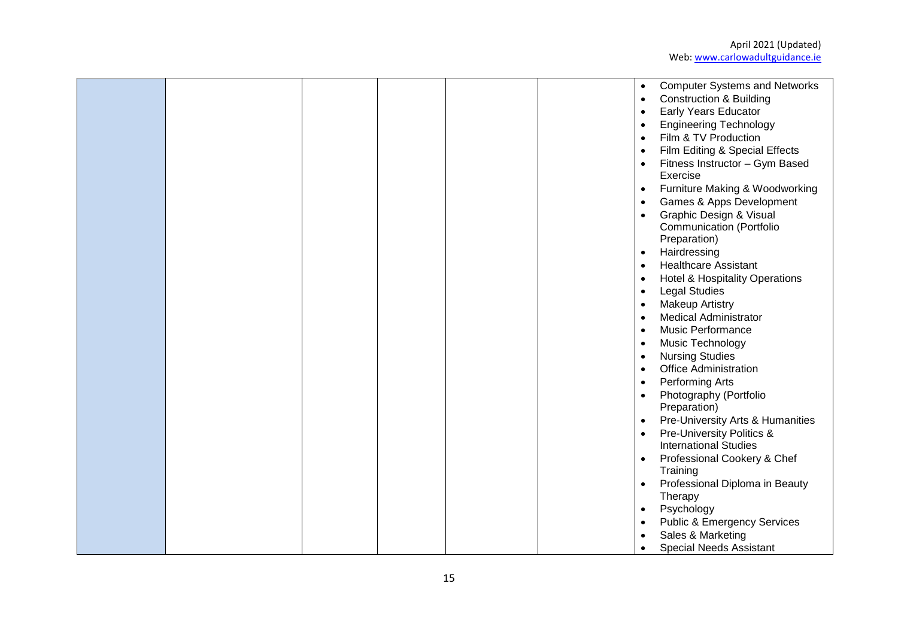| | | | | | | |
|---|---|---|---|---|---|---|
| | | | | | | • Computer Systems and Networks<br>• Construction & Building<br>• Early Years Educator<br>• Engineering Technology<br>• Film & TV Production<br>• Film Editing & Special Effects<br>• Fitness Instructor – Gym Based Exercise<br>• Furniture Making & Woodworking<br>• Games & Apps Development<br>• Graphic Design & Visual Communication (Portfolio Preparation)<br>• Hairdressing<br>• Healthcare Assistant<br>• Hotel & Hospitality Operations<br>• Legal Studies<br>• Makeup Artistry<br>• Medical Administrator<br>• Music Performance<br>• Music Technology<br>• Nursing Studies<br>• Office Administration<br>• Performing Arts<br>• Photography (Portfolio Preparation)<br>• Pre-University Arts & Humanities<br>• Pre-University Politics & International Studies<br>• Professional Cookery & Chef Training<br>• Professional Diploma in Beauty Therapy<br>• Psychology<br>• Public & Emergency Services<br>• Sales & Marketing<br>• Special Needs Assistant |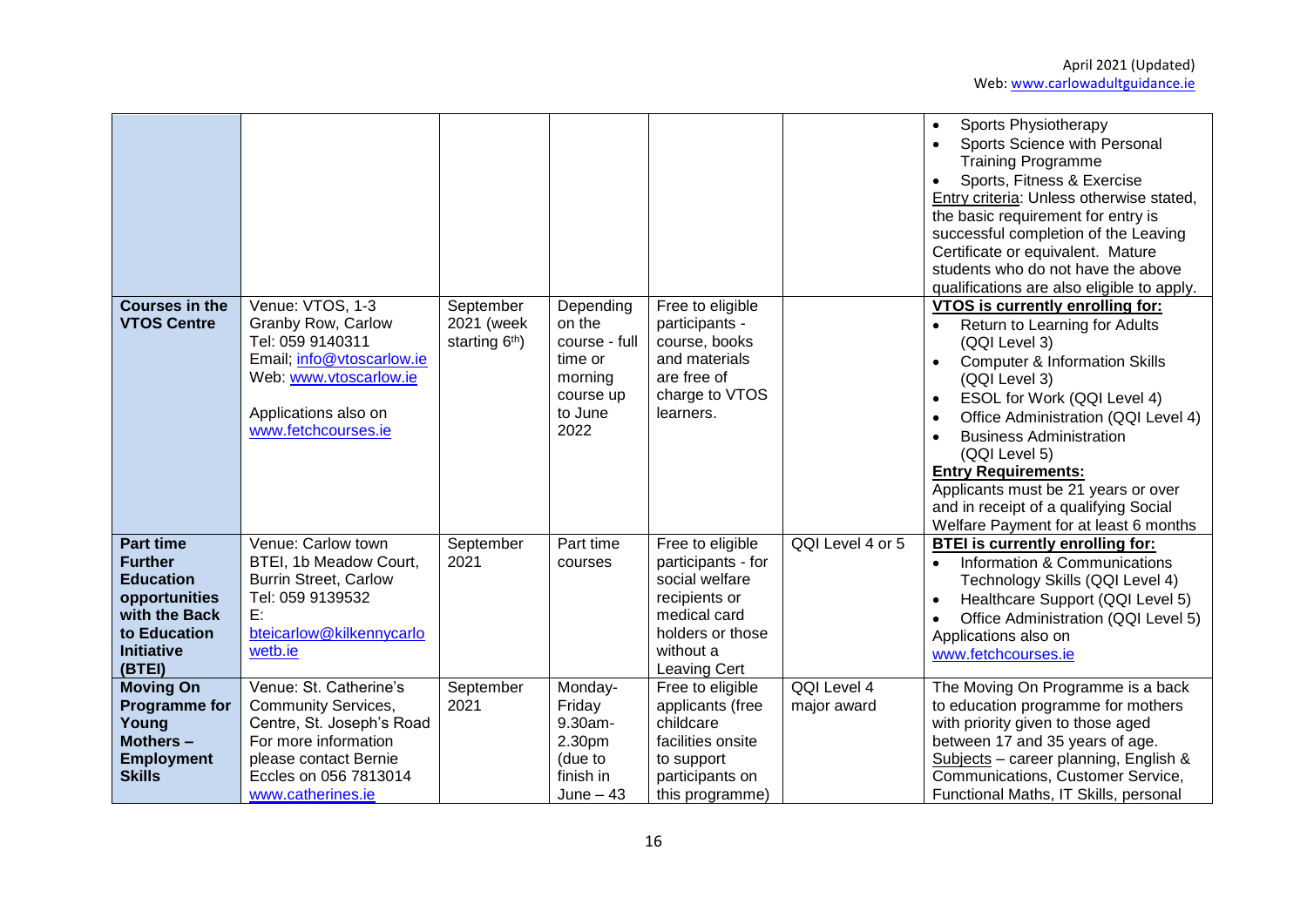| | | | | | | |
|---|---|---|---|---|---|---|
| | | | | | | • Sports Physiotherapy<br>• Sports Science with Personal Training Programme<br>• Sports, Fitness & Exercise<br>Entry criteria: Unless otherwise stated, the basic requirement for entry is successful completion of the Leaving Certificate or equivalent. Mature students who do not have the above qualifications are also eligible to apply. |
| **Courses in the VTOS Centre** | Venue: VTOS, 1-3 Granby Row, Carlow<br>Tel: 059 9140311<br>Email; info@vtoscarlow.ie<br>Web: www.vtoscarlow.ie<br><br>Applications also on www.fetchcourses.ie | September 2021 (week starting 6th) | Depending on the course - full time or morning course up to June 2022 | Free to eligible participants - course, books and materials are free of charge to VTOS learners. | | **VTOS is currently enrolling for:**<br>• Return to Learning for Adults (QQI Level 3)<br>• Computer & Information Skills (QQI Level 3)<br>• ESOL for Work (QQI Level 4)<br>• Office Administration (QQI Level 4)<br>• Business Administration (QQI Level 5)<br>**Entry Requirements:**<br>Applicants must be 21 years or over and in receipt of a qualifying Social Welfare Payment for at least 6 months |
| **Part time Further Education opportunities with the Back to Education Initiative (BTEI)** | Venue: Carlow town BTEI, 1b Meadow Court, Burrin Street, Carlow<br>Tel: 059 9139532<br>E: bteicarlow@kilkennycarlowetb.ie | September 2021 | Part time courses | Free to eligible participants - for social welfare recipients or medical card holders or those without a Leaving Cert | QQI Level 4 or 5 | **BTEI is currently enrolling for:**<br>• Information & Communications Technology Skills (QQI Level 4)<br>• Healthcare Support (QQI Level 5)<br>• Office Administration (QQI Level 5)<br>Applications also on www.fetchcourses.ie |
| **Moving On Programme for Young Mothers – Employment Skills** | Venue: St. Catherine's Community Services, Centre, St. Joseph's Road For more information please contact Bernie Eccles on 056 7813014<br>www.catherines.ie | September 2021 | Monday-Friday 9.30am-2.30pm (due to finish in June – 43 | Free to eligible applicants (free childcare facilities onsite to support participants on this programme) | QQI Level 4 major award | The Moving On Programme is a back to education programme for mothers with priority given to those aged between 17 and 35 years of age.<br>Subjects – career planning, English & Communications, Customer Service, Functional Maths, IT Skills, personal |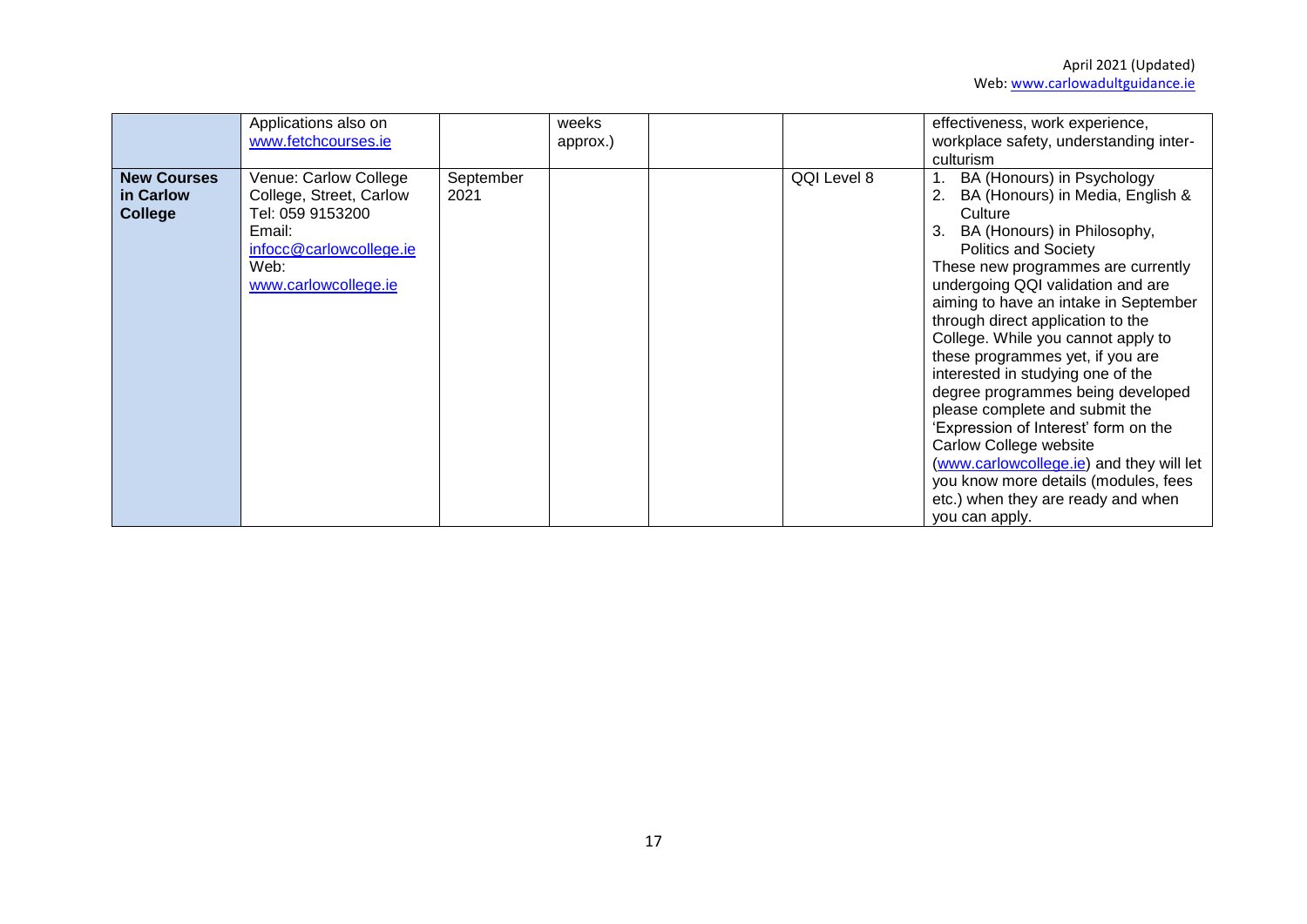|  |  |  |  |  |  |  |
|---|---|---|---|---|---|---|
|  | Applications also on www.fetchcourses.ie |  | weeks approx.) |  |  | effectiveness, work experience, workplace safety, understanding inter-culturism |
| **New Courses in Carlow College** | Venue: Carlow College College, Street, Carlow<br>Tel: 059 9153200<br>Email: infocc@carlowcollege.ie<br>Web: www.carlowcollege.ie | September 2021 |  |  | QQI Level 8 | 1. BA (Honours) in Psychology<br>2. BA (Honours) in Media, English & Culture<br>3. BA (Honours) in Philosophy, Politics and Society<br>These new programmes are currently undergoing QQI validation and are aiming to have an intake in September through direct application to the College. While you cannot apply to these programmes yet, if you are interested in studying one of the degree programmes being developed please complete and submit the 'Expression of Interest' form on the Carlow College website (www.carlowcollege.ie) and they will let you know more details (modules, fees etc.) when they are ready and when you can apply. |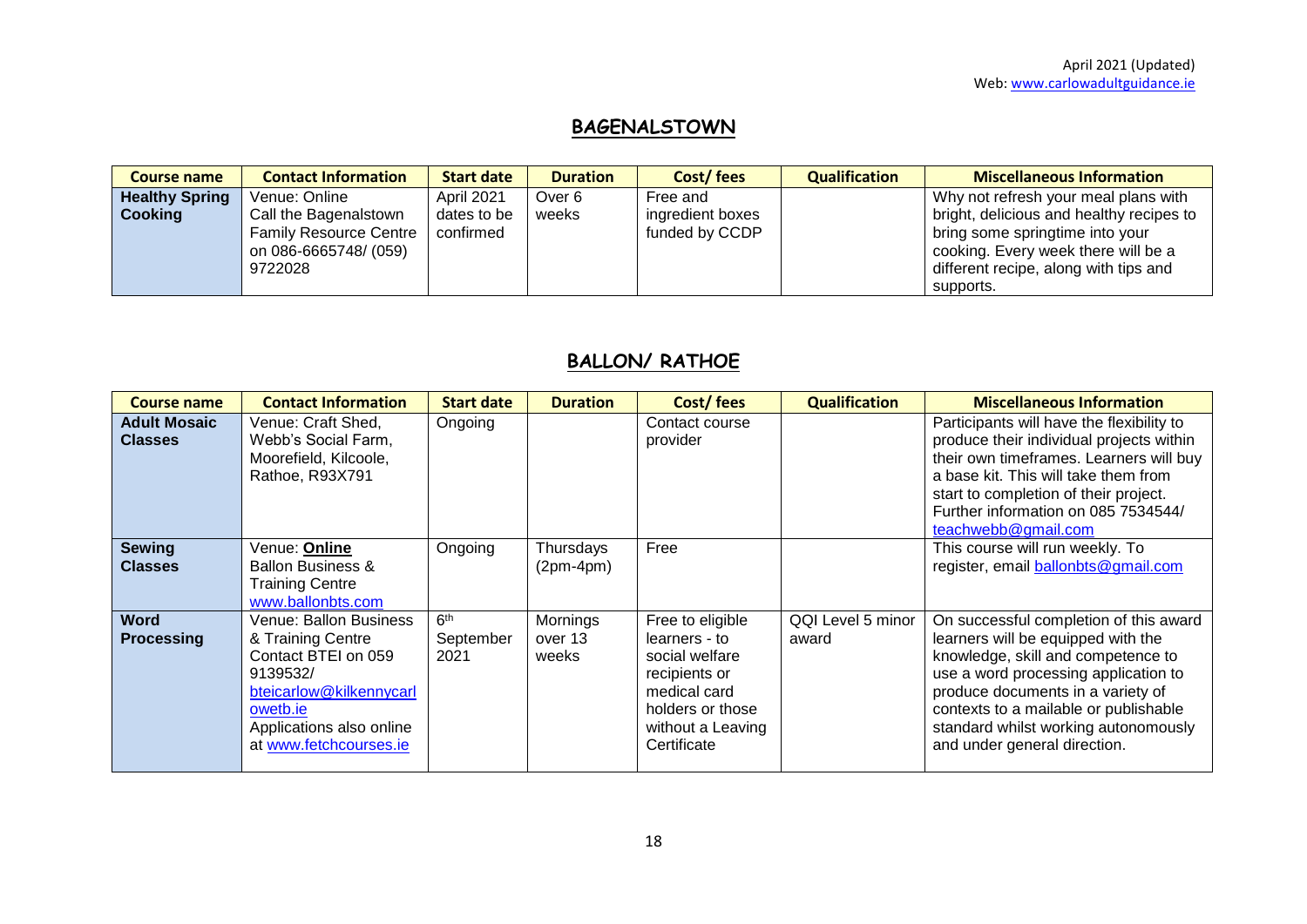April 2021 (Updated)
Web: www.carlowadultguidance.ie

## BAGENALSTOWN

| Course name | Contact Information | Start date | Duration | Cost/ fees | Qualification | Miscellaneous Information |
|---|---|---|---|---|---|---|
| **Healthy Spring Cooking** | Venue: Online Call the Bagenalstown Family Resource Centre on 086-6665748/ (059) 9722028 | April 2021 dates to be confirmed | Over 6 weeks | Free and ingredient boxes funded by CCDP | | Why not refresh your meal plans with bright, delicious and healthy recipes to bring some springtime into your cooking. Every week there will be a different recipe, along with tips and supports. |

## BALLON/ RATHOE

| Course name | Contact Information | Start date | Duration | Cost/ fees | Qualification | Miscellaneous Information |
|---|---|---|---|---|---|---|
| **Adult Mosaic Classes** | Venue: Craft Shed, Webb's Social Farm, Moorefield, Kilcoole, Rathoe, R93X791 | Ongoing | | Contact course provider | | Participants will have the flexibility to produce their individual projects within their own timeframes. Learners will buy a base kit. This will take them from start to completion of their project. Further information on 085 7534544/ teachwebb@gmail.com |
| **Sewing Classes** | Venue: **Online** Ballon Business & Training Centre www.ballonbts.com | Ongoing | Thursdays (2pm-4pm) | Free | | This course will run weekly. To register, email ballonbts@gmail.com |
| **Word Processing** | Venue: Ballon Business & Training Centre Contact BTEI on 059 9139532/ bteicarlow@kilkennycarlowetb.ie Applications also online at www.fetchcourses.ie | 6th September 2021 | Mornings over 13 weeks | Free to eligible learners - to social welfare recipients or medical card holders or those without a Leaving Certificate | QQI Level 5 minor award | On successful completion of this award learners will be equipped with the knowledge, skill and competence to use a word processing application to produce documents in a variety of contexts to a mailable or publishable standard whilst working autonomously and under general direction. |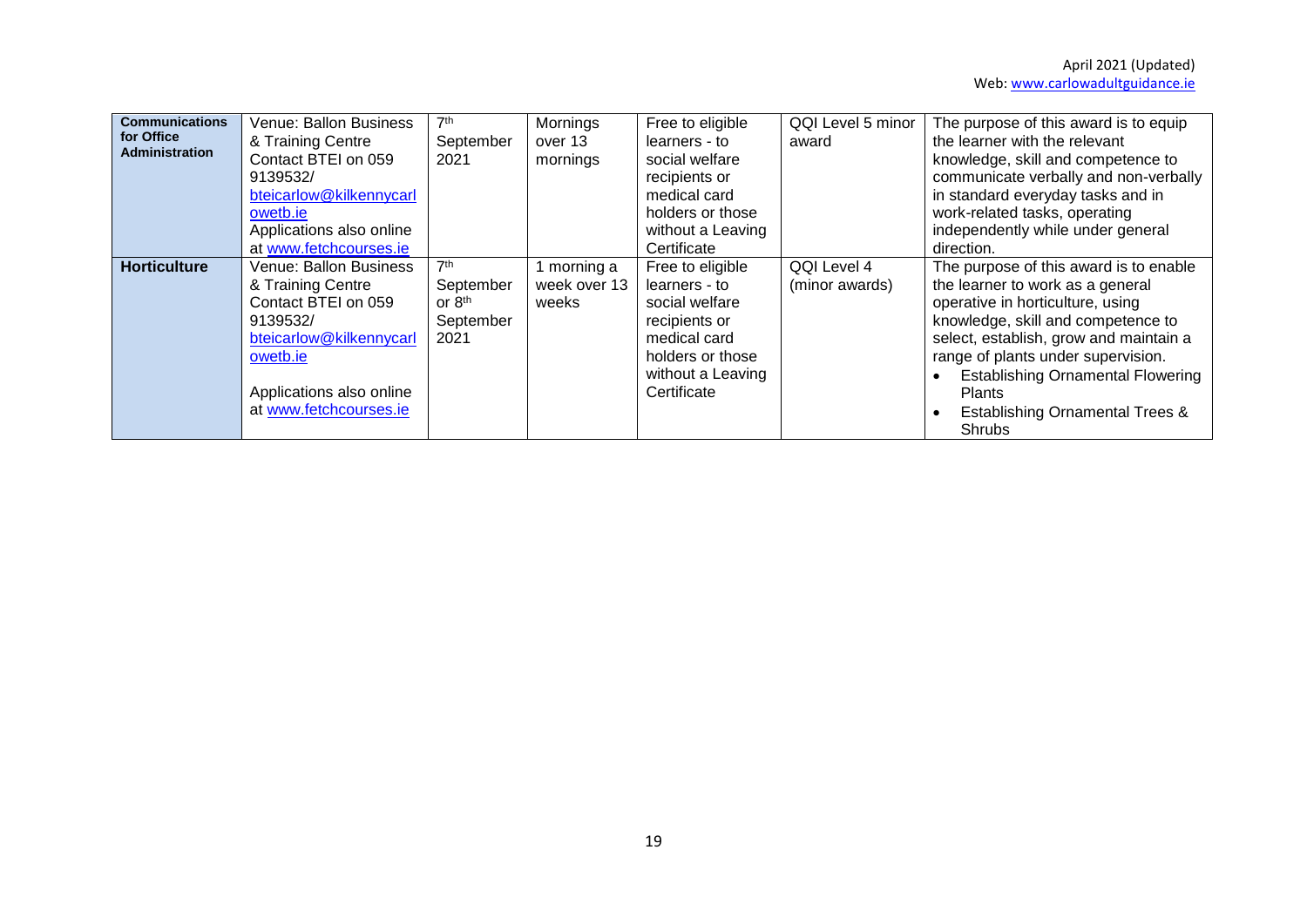| | | | | | | |
|---|---|---|---|---|---|---|
| **Communications for Office Administration** | Venue: Ballon Business & Training Centre Contact BTEI on 059 9139532/ bteicarlow@kilkennycarlowetb.ie Applications also online at www.fetchcourses.ie | 7th September 2021 | Mornings over 13 mornings | Free to eligible learners - to social welfare recipients or medical card holders or those without a Leaving Certificate | QQI Level 5 minor award | The purpose of this award is to equip the learner with the relevant knowledge, skill and competence to communicate verbally and non-verbally in standard everyday tasks and in work-related tasks, operating independently while under general direction. |
| **Horticulture** | Venue: Ballon Business & Training Centre Contact BTEI on 059 9139532/ bteicarlow@kilkennycarlowetb.ie Applications also online at www.fetchcourses.ie | 7th September or 8th September 2021 | 1 morning a week over 13 weeks | Free to eligible learners - to social welfare recipients or medical card holders or those without a Leaving Certificate | QQI Level 4 (minor awards) | The purpose of this award is to enable the learner to work as a general operative in horticulture, using knowledge, skill and competence to select, establish, grow and maintain a range of plants under supervision. • Establishing Ornamental Flowering Plants • Establishing Ornamental Trees & Shrubs |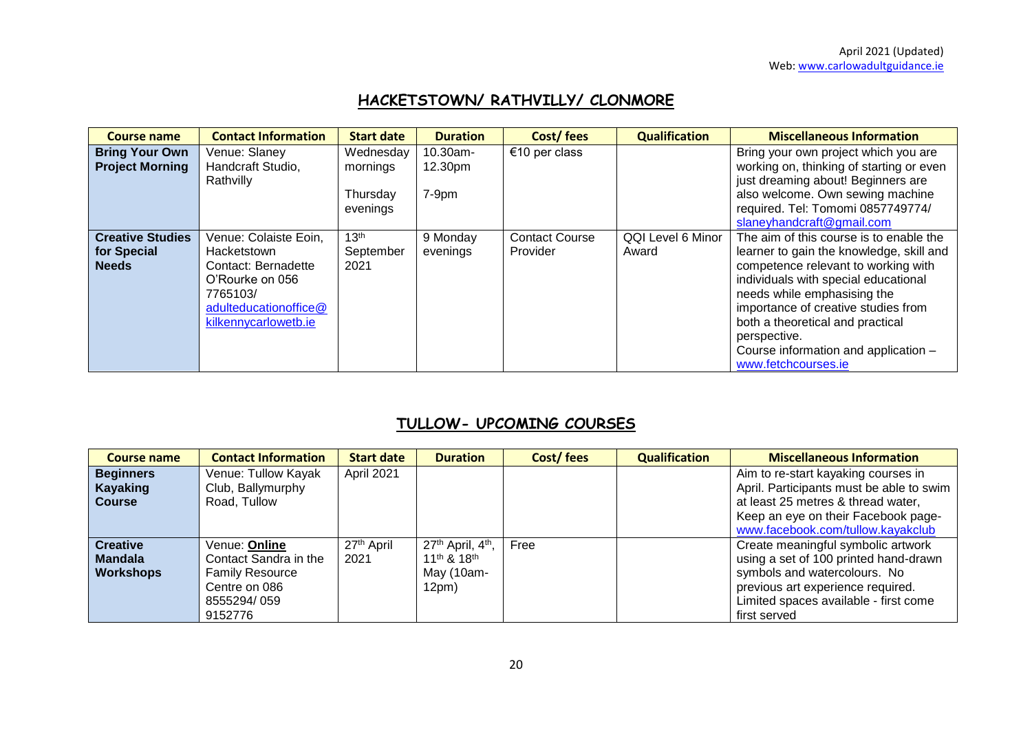## HACKETSTOWN/ RATHVILLY/ CLONMORE

| Course name | Contact Information | Start date | Duration | Cost/ fees | Qualification | Miscellaneous Information |
|---|---|---|---|---|---|---|
| **Bring Your Own Project Morning** | Venue: Slaney Handcraft Studio, Rathvilly | Wednesday mornings<br><br>Thursday evenings | 10.30am-12.30pm<br><br>7-9pm | €10 per class | | Bring your own project which you are working on, thinking of starting or even just dreaming about! Beginners are also welcome. Own sewing machine required. Tel: Tomomi 0857749774/ slaneyhandcraft@gmail.com |
| **Creative Studies for Special Needs** | Venue: Colaiste Eoin, Hacketstown<br>Contact: Bernadette O'Rourke on 056 7765103/ adulteducationoffice@kilkennycarlowetb.ie | 13th September 2021 | 9 Monday evenings | Contact Course Provider | QQI Level 6 Minor Award | The aim of this course is to enable the learner to gain the knowledge, skill and competence relevant to working with individuals with special educational needs while emphasising the importance of creative studies from both a theoretical and practical perspective.<br>Course information and application – www.fetchcourses.ie |

## TULLOW- UPCOMING COURSES

| Course name | Contact Information | Start date | Duration | Cost/ fees | Qualification | Miscellaneous Information |
|---|---|---|---|---|---|---|
| **Beginners Kayaking Course** | Venue: Tullow Kayak Club, Ballymurphy Road, Tullow | April 2021 | | | | Aim to re-start kayaking courses in April. Participants must be able to swim at least 25 metres & thread water, Keep an eye on their Facebook page- www.facebook.com/tullow.kayakclub |
| **Creative Mandala Workshops** | Venue: **Online**<br>Contact Sandra in the Family Resource Centre on 086 8555294/ 059 9152776 | 27th April 2021 | 27th April, 4th, 11th & 18th May (10am-12pm) | Free | | Create meaningful symbolic artwork using a set of 100 printed hand-drawn symbols and watercolours. No previous art experience required. Limited spaces available - first come first served |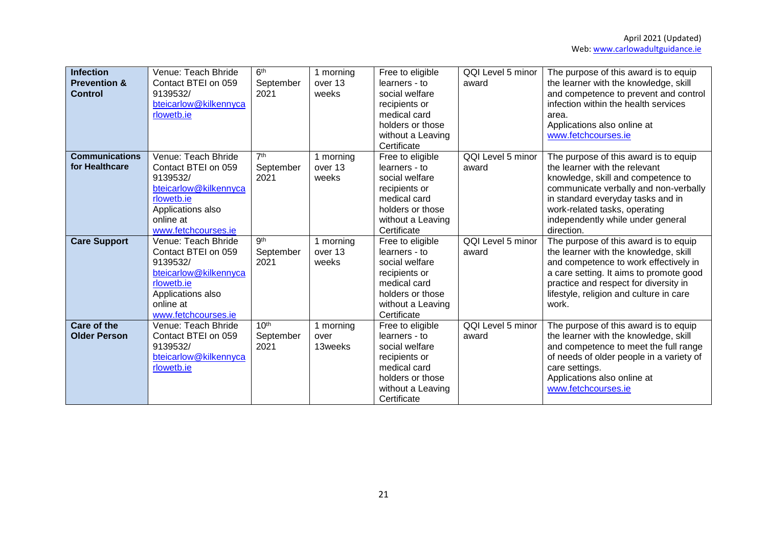| **Infection Prevention & Control** | Venue: Teach Bhride Contact BTEI on 059 9139532/ bteicarlow@kilkennycarlowetb.ie | 6th September 2021 | 1 morning over 13 weeks | Free to eligible learners - to social welfare recipients or medical card holders or those without a Leaving Certificate | QQI Level 5 minor award | The purpose of this award is to equip the learner with the knowledge, skill and competence to prevent and control infection within the health services area. Applications also online at www.fetchcourses.ie |
|---|---|---|---|---|---|---|
| **Communications for Healthcare** | Venue: Teach Bhride Contact BTEI on 059 9139532/ bteicarlow@kilkennycarlowetb.ie Applications also online at www.fetchcourses.ie | 7th September 2021 | 1 morning over 13 weeks | Free to eligible learners - to social welfare recipients or medical card holders or those without a Leaving Certificate | QQI Level 5 minor award | The purpose of this award is to equip the learner with the relevant knowledge, skill and competence to communicate verbally and non-verbally in standard everyday tasks and in work-related tasks, operating independently while under general direction. |
| **Care Support** | Venue: Teach Bhride Contact BTEI on 059 9139532/ bteicarlow@kilkennycarlowetb.ie Applications also online at www.fetchcourses.ie | 9th September 2021 | 1 morning over 13 weeks | Free to eligible learners - to social welfare recipients or medical card holders or those without a Leaving Certificate | QQI Level 5 minor award | The purpose of this award is to equip the learner with the knowledge, skill and competence to work effectively in a care setting. It aims to promote good practice and respect for diversity in lifestyle, religion and culture in care work. |
| **Care of the Older Person** | Venue: Teach Bhride Contact BTEI on 059 9139532/ bteicarlow@kilkennycarlowetb.ie | 10th September 2021 | 1 morning over 13weeks | Free to eligible learners - to social welfare recipients or medical card holders or those without a Leaving Certificate | QQI Level 5 minor award | The purpose of this award is to equip the learner with the knowledge, skill and competence to meet the full range of needs of older people in a variety of care settings. Applications also online at www.fetchcourses.ie |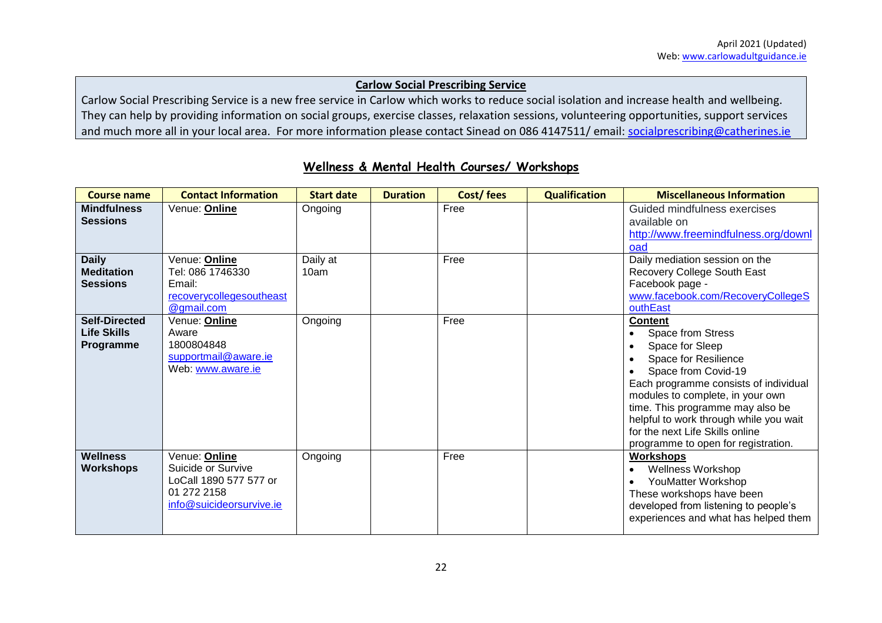April 2021 (Updated)
Web: www.carlowadultguidance.ie

**Carlow Social Prescribing Service**

Carlow Social Prescribing Service is a new free service in Carlow which works to reduce social isolation and increase health and wellbeing. They can help by providing information on social groups, exercise classes, relaxation sessions, volunteering opportunities, support services and much more all in your local area. For more information please contact Sinead on 086 4147511/ email: socialprescribing@catherines.ie

## Wellness & Mental Health Courses/ Workshops

| Course name | Contact Information | Start date | Duration | Cost/ fees | Qualification | Miscellaneous Information |
|---|---|---|---|---|---|---|
| **Mindfulness Sessions** | Venue: **Online** | Ongoing | | Free | | Guided mindfulness exercises available on http://www.freemindfulness.org/download |
| **Daily Meditation Sessions** | Venue: **Online**<br>Tel: 086 1746330<br>Email: recoverycollegesoutheast@gmail.com | Daily at 10am | | Free | | Daily mediation session on the Recovery College South East Facebook page - www.facebook.com/RecoveryCollegeSouthEast |
| **Self-Directed Life Skills Programme** | Venue: **Online**<br>Aware<br>1800804848<br>supportmail@aware.ie<br>Web: www.aware.ie | Ongoing | | Free | | **Content**<br>• Space from Stress<br>• Space for Sleep<br>• Space for Resilience<br>• Space from Covid-19<br>Each programme consists of individual modules to complete, in your own time. This programme may also be helpful to work through while you wait for the next Life Skills online programme to open for registration. |
| **Wellness Workshops** | Venue: **Online**<br>Suicide or Survive<br>LoCall 1890 577 577 or 01 272 2158<br>info@suicideorsurvive.ie | Ongoing | | Free | | **Workshops**<br>• Wellness Workshop<br>• YouMatter Workshop<br>These workshops have been developed from listening to people's experiences and what has helped them |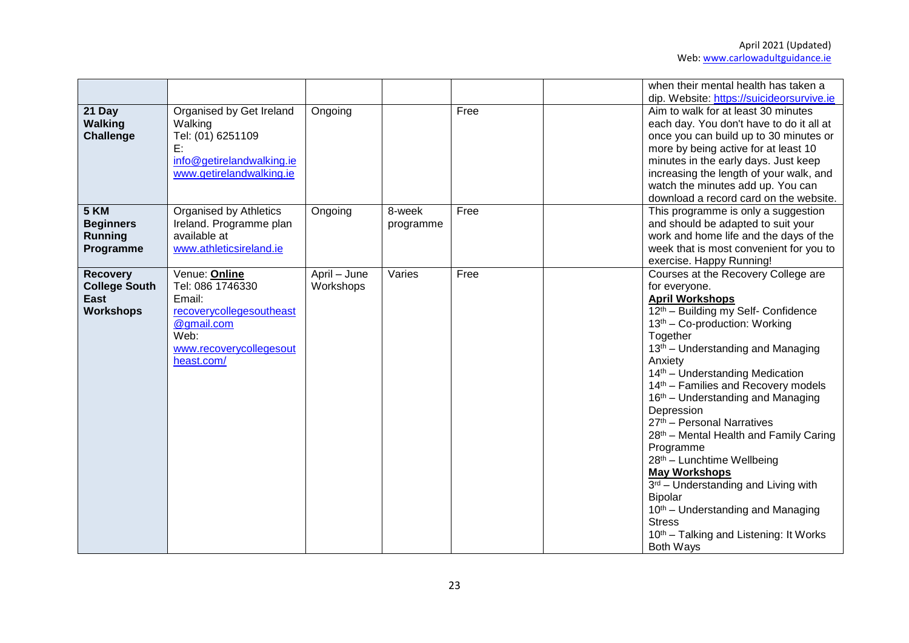|  |  |  |  |  |  |  |
|---|---|---|---|---|---|---|
|  |  |  |  |  |  | when their mental health has taken a dip. Website: https://suicideorsurvive.ie |
| **21 Day Walking Challenge** | Organised by Get Ireland Walking<br>Tel: (01) 6251109<br>E: info@getirelandwalking.ie<br>www.getirelandwalking.ie | Ongoing |  | Free |  | Aim to walk for at least 30 minutes each day. You don't have to do it all at once you can build up to 30 minutes or more by being active for at least 10 minutes in the early days. Just keep increasing the length of your walk, and watch the minutes add up. You can download a record card on the website. |
| **5 KM Beginners Running Programme** | Organised by Athletics Ireland. Programme plan available at www.athleticsireland.ie | Ongoing | 8-week programme | Free |  | This programme is only a suggestion and should be adapted to suit your work and home life and the days of the week that is most convenient for you to exercise. Happy Running! |
| **Recovery College South East Workshops** | Venue: **Online**<br>Tel: 086 1746330<br>Email: recoverycollegesoutheast@gmail.com<br>Web: www.recoverycollegesoutheast.com/ | April – June Workshops | Varies | Free |  | Courses at the Recovery College are for everyone.<br>**April Workshops**<br>12th – Building my Self- Confidence<br>13th – Co-production: Working Together<br>13th – Understanding and Managing Anxiety<br>14th – Understanding Medication<br>14th – Families and Recovery models<br>16th – Understanding and Managing Depression<br>27th – Personal Narratives<br>28th – Mental Health and Family Caring Programme<br>28th – Lunchtime Wellbeing<br>**May Workshops**<br>3rd – Understanding and Living with Bipolar<br>10th – Understanding and Managing Stress<br>10th – Talking and Listening: It Works Both Ways |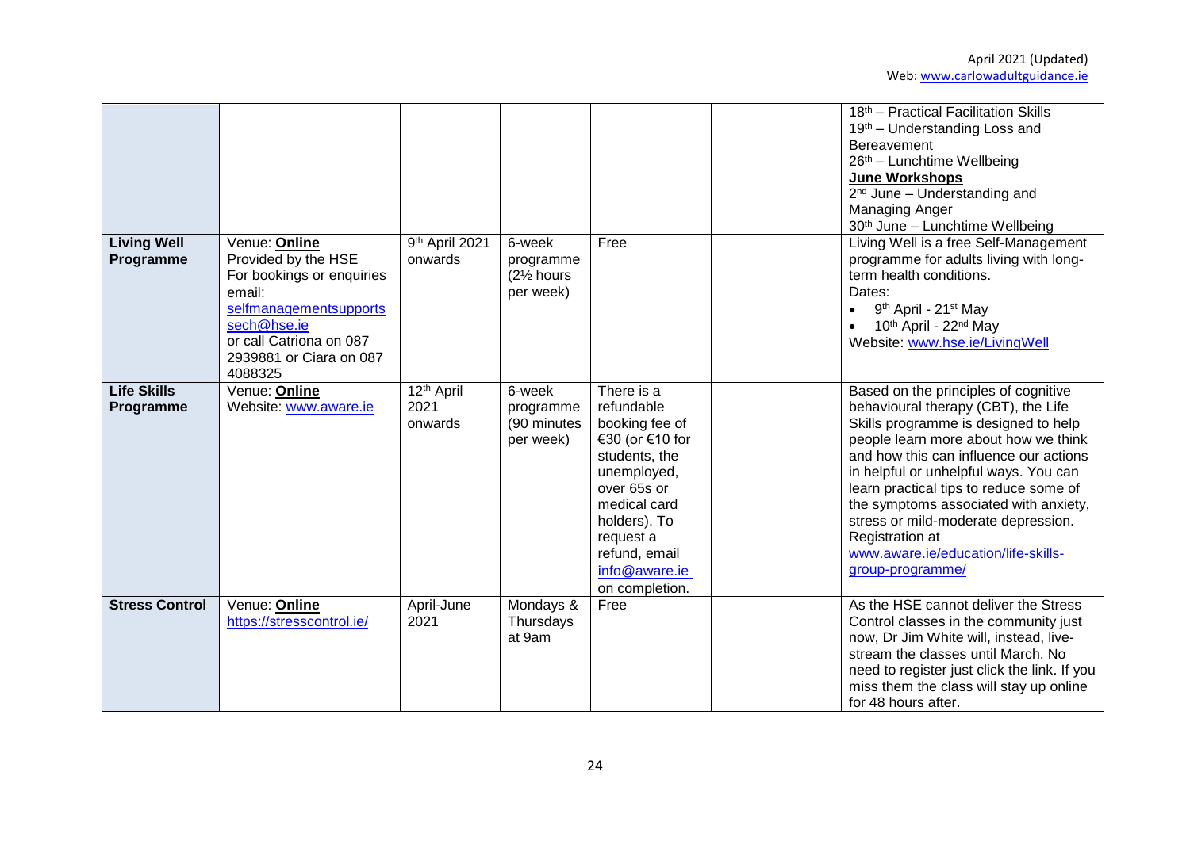| | | | | | | |
|---|---|---|---|---|---|---|
| | | | | | | 18th – Practical Facilitation Skills<br>19th – Understanding Loss and Bereavement<br>26th – Lunchtime Wellbeing<br>**June Workshops**<br>2nd June – Understanding and Managing Anger<br>30th June – Lunchtime Wellbeing |
| **Living Well Programme** | Venue: **Online**<br>Provided by the HSE<br>For bookings or enquiries email: selfmanagementsupportssech@hse.ie<br>or call Catriona on 087 2939881 or Ciara on 087 4088325 | 9th April 2021 onwards | 6-week programme (2½ hours per week) | Free | | Living Well is a free Self-Management programme for adults living with long-term health conditions.<br>Dates:<br>• 9th April - 21st May<br>• 10th April - 22nd May<br>Website: www.hse.ie/LivingWell |
| **Life Skills Programme** | Venue: **Online**<br>Website: www.aware.ie | 12th April 2021 onwards | 6-week programme (90 minutes per week) | There is a refundable booking fee of €30 (or €10 for students, the unemployed, over 65s or medical card holders). To request a refund, email info@aware.ie on completion. | | Based on the principles of cognitive behavioural therapy (CBT), the Life Skills programme is designed to help people learn more about how we think and how this can influence our actions in helpful or unhelpful ways. You can learn practical tips to reduce some of the symptoms associated with anxiety, stress or mild-moderate depression. Registration at www.aware.ie/education/life-skills-group-programme/ |
| **Stress Control** | Venue: **Online**<br>https://stresscontrol.ie/ | April-June 2021 | Mondays & Thursdays at 9am | Free | | As the HSE cannot deliver the Stress Control classes in the community just now, Dr Jim White will, instead, live-stream the classes until March. No need to register just click the link. If you miss them the class will stay up online for 48 hours after. |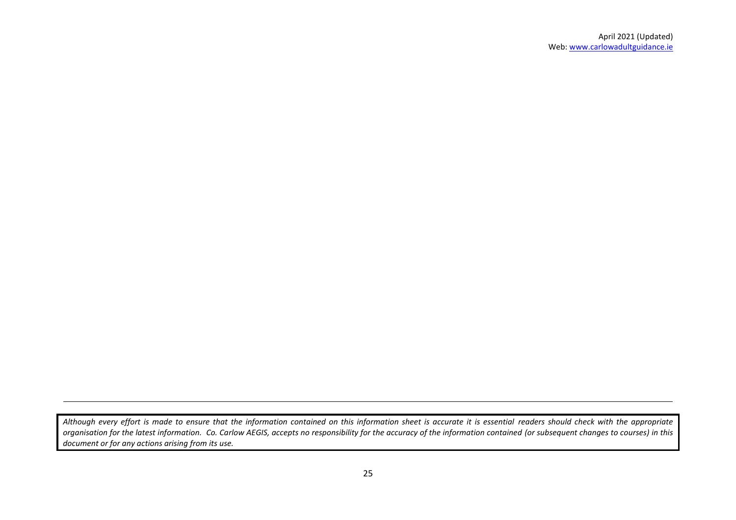April 2021 (Updated)
Web: www.carlowadultguidance.ie

---

*Although every effort is made to ensure that the information contained on this information sheet is accurate it is essential readers should check with the appropriate organisation for the latest information. Co. Carlow AEGIS, accepts no responsibility for the accuracy of the information contained (or subsequent changes to courses) in this document or for any actions arising from its use.*